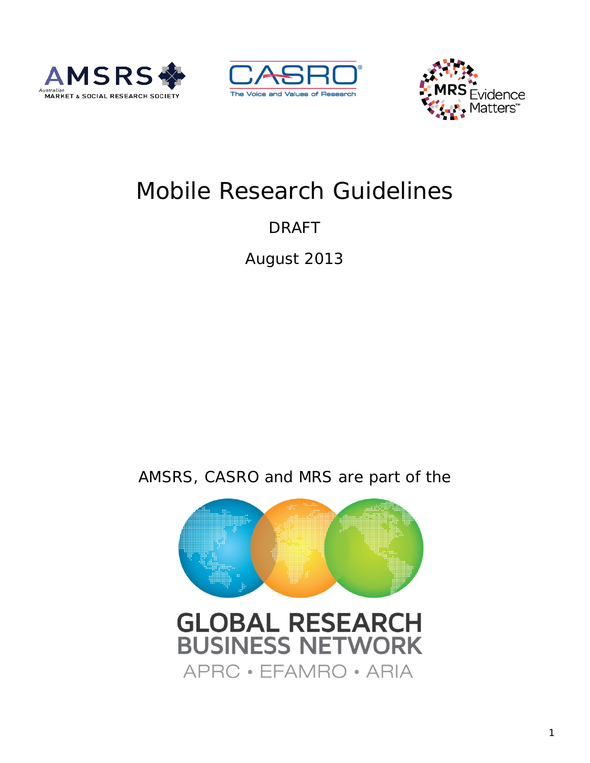AMSRS Australian MARKET & SOCIAL RESEARCH SOCIETY

CASRO The Voice and Values of Research

MRS Evidence Matters™

# Mobile Research Guidelines

DRAFT

August 2013

AMSRS, CASRO and MRS are part of the

GLOBAL RESEARCH BUSINESS NETWORK

APRC • EFAMRO • ARIA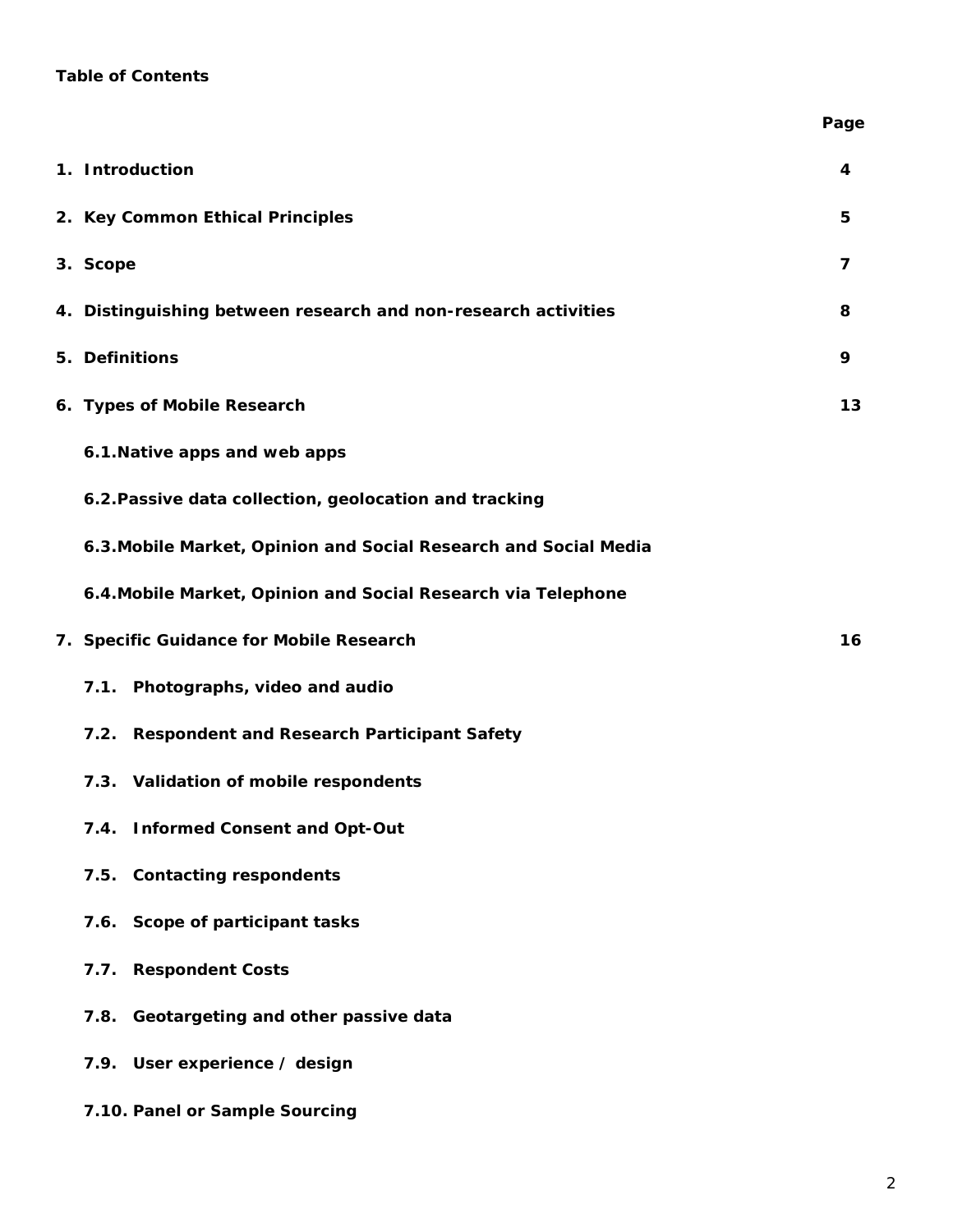**Table of Contents**

| | Page |
|---|---|
| **1. Introduction** | **4** |
| **2. Key Common Ethical Principles** | **5** |
| **3. Scope** | **7** |
| **4. Distinguishing between research and non-research activities** | **8** |
| **5. Definitions** | **9** |
| **6. Types of Mobile Research** | **13** |
| **6.1.Native apps and web apps** | |
| **6.2.Passive data collection, geolocation and tracking** | |
| **6.3.Mobile Market, Opinion and Social Research and Social Media** | |
| **6.4.Mobile Market, Opinion and Social Research via Telephone** | |
| **7. Specific Guidance for Mobile Research** | **16** |
| **7.1. Photographs, video and audio** | |
| **7.2. Respondent and Research Participant Safety** | |
| **7.3. Validation of mobile respondents** | |
| **7.4. Informed Consent and Opt-Out** | |
| **7.5. Contacting respondents** | |
| **7.6. Scope of participant tasks** | |
| **7.7. Respondent Costs** | |
| **7.8. Geotargeting and other passive data** | |
| **7.9. User experience / design** | |
| **7.10. Panel or Sample Sourcing** | |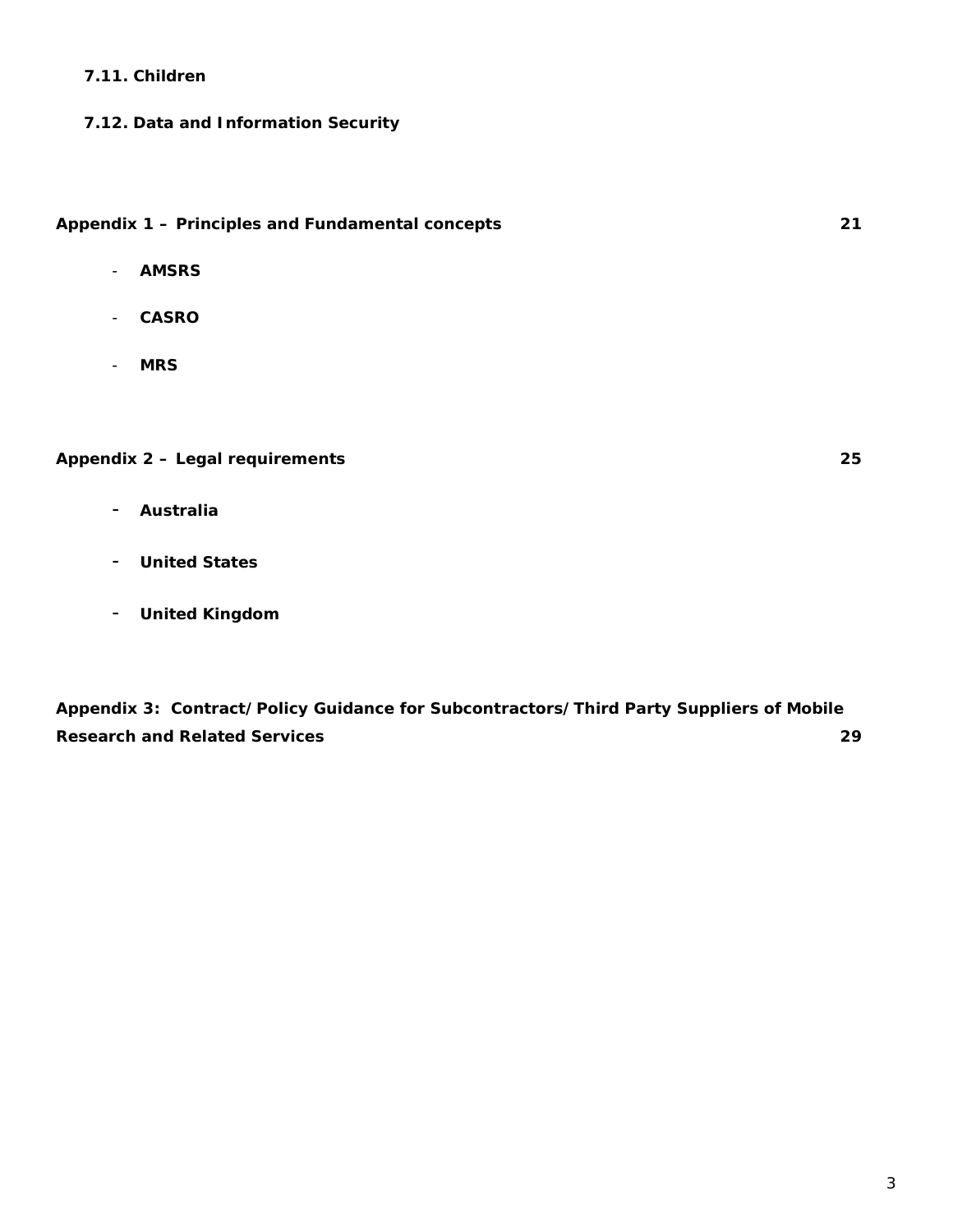**7.11. Children**

**7.12. Data and Information Security**

**Appendix 1 – Principles and Fundamental concepts** **21**

- **AMSRS**
- **CASRO**
- **MRS**

**Appendix 2 – Legal requirements** **25**

- **Australia**
- **United States**
- **United Kingdom**

**Appendix 3: Contract/Policy Guidance for Subcontractors/Third Party Suppliers of Mobile Research and Related Services** **29**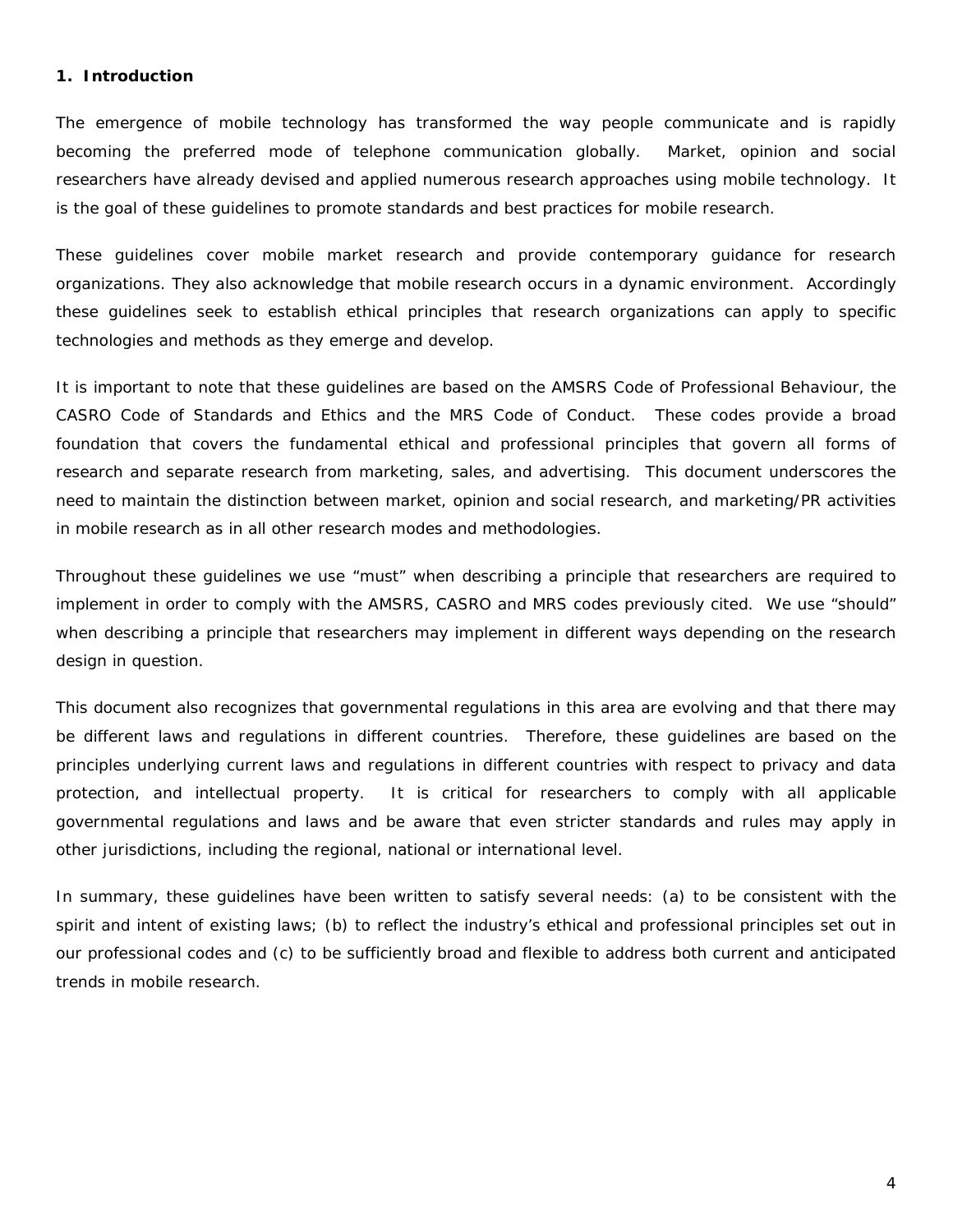## 1. Introduction

The emergence of mobile technology has transformed the way people communicate and is rapidly becoming the preferred mode of telephone communication globally. Market, opinion and social researchers have already devised and applied numerous research approaches using mobile technology. It is the goal of these guidelines to promote standards and best practices for mobile research.

These guidelines cover mobile market research and provide contemporary guidance for research organizations. They also acknowledge that mobile research occurs in a dynamic environment. Accordingly these guidelines seek to establish ethical principles that research organizations can apply to specific technologies and methods as they emerge and develop.

It is important to note that these guidelines are based on the AMSRS Code of Professional Behaviour, the CASRO Code of Standards and Ethics and the MRS Code of Conduct. These codes provide a broad foundation that covers the fundamental ethical and professional principles that govern all forms of research and separate research from marketing, sales, and advertising. This document underscores the need to maintain the distinction between market, opinion and social research, and marketing/PR activities in mobile research as in all other research modes and methodologies.

Throughout these guidelines we use "must" when describing a principle that researchers are required to implement in order to comply with the AMSRS, CASRO and MRS codes previously cited. We use "should" when describing a principle that researchers may implement in different ways depending on the research design in question.

This document also recognizes that governmental regulations in this area are evolving and that there may be different laws and regulations in different countries. Therefore, these guidelines are based on the principles underlying current laws and regulations in different countries with respect to privacy and data protection, and intellectual property. It is critical for researchers to comply with all applicable governmental regulations and laws and be aware that even stricter standards and rules may apply in other jurisdictions, including the regional, national or international level.

In summary, these guidelines have been written to satisfy several needs: (a) to be consistent with the spirit and intent of existing laws; (b) to reflect the industry's ethical and professional principles set out in our professional codes and (c) to be sufficiently broad and flexible to address both current and anticipated trends in mobile research.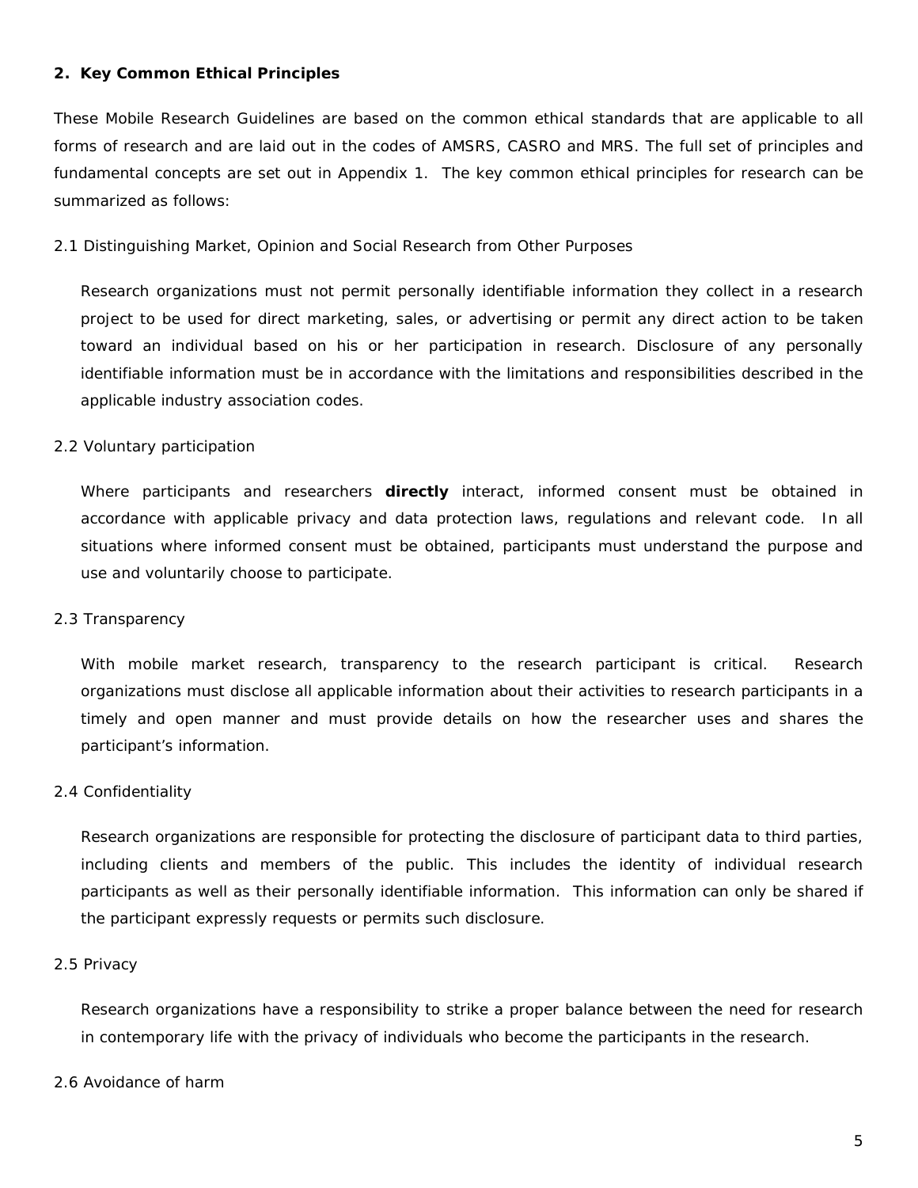## 2. Key Common Ethical Principles

These Mobile Research Guidelines are based on the common ethical standards that are applicable to all forms of research and are laid out in the codes of AMSRS, CASRO and MRS. The full set of principles and fundamental concepts are set out in Appendix 1. The key common ethical principles for research can be summarized as follows:

### 2.1 Distinguishing Market, Opinion and Social Research from Other Purposes

Research organizations must not permit personally identifiable information they collect in a research project to be used for direct marketing, sales, or advertising or permit any direct action to be taken toward an individual based on his or her participation in research. Disclosure of any personally identifiable information must be in accordance with the limitations and responsibilities described in the applicable industry association codes.

### 2.2 Voluntary participation

Where participants and researchers **directly** interact, informed consent must be obtained in accordance with applicable privacy and data protection laws, regulations and relevant code. In all situations where informed consent must be obtained, participants must understand the purpose and use and voluntarily choose to participate.

### 2.3 Transparency

With mobile market research, transparency to the research participant is critical. Research organizations must disclose all applicable information about their activities to research participants in a timely and open manner and must provide details on how the researcher uses and shares the participant's information.

### 2.4 Confidentiality

Research organizations are responsible for protecting the disclosure of participant data to third parties, including clients and members of the public. This includes the identity of individual research participants as well as their personally identifiable information. This information can only be shared if the participant expressly requests or permits such disclosure.

### 2.5 Privacy

Research organizations have a responsibility to strike a proper balance between the need for research in contemporary life with the privacy of individuals who become the participants in the research.

### 2.6 Avoidance of harm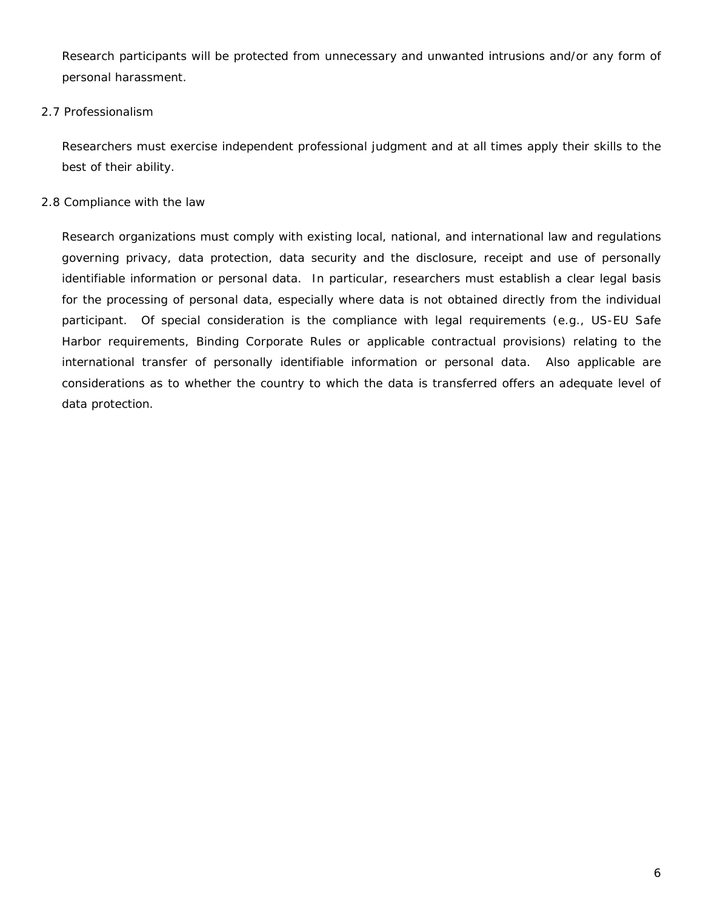Research participants will be protected from unnecessary and unwanted intrusions and/or any form of personal harassment.

### 2.7 Professionalism

Researchers must exercise independent professional judgment and at all times apply their skills to the best of their ability.

### 2.8 Compliance with the law

Research organizations must comply with existing local, national, and international law and regulations governing privacy, data protection, data security and the disclosure, receipt and use of personally identifiable information or personal data. In particular, researchers must establish a clear legal basis for the processing of personal data, especially where data is not obtained directly from the individual participant. Of special consideration is the compliance with legal requirements (e.g., US-EU Safe Harbor requirements, Binding Corporate Rules or applicable contractual provisions) relating to the international transfer of personally identifiable information or personal data. Also applicable are considerations as to whether the country to which the data is transferred offers an adequate level of data protection.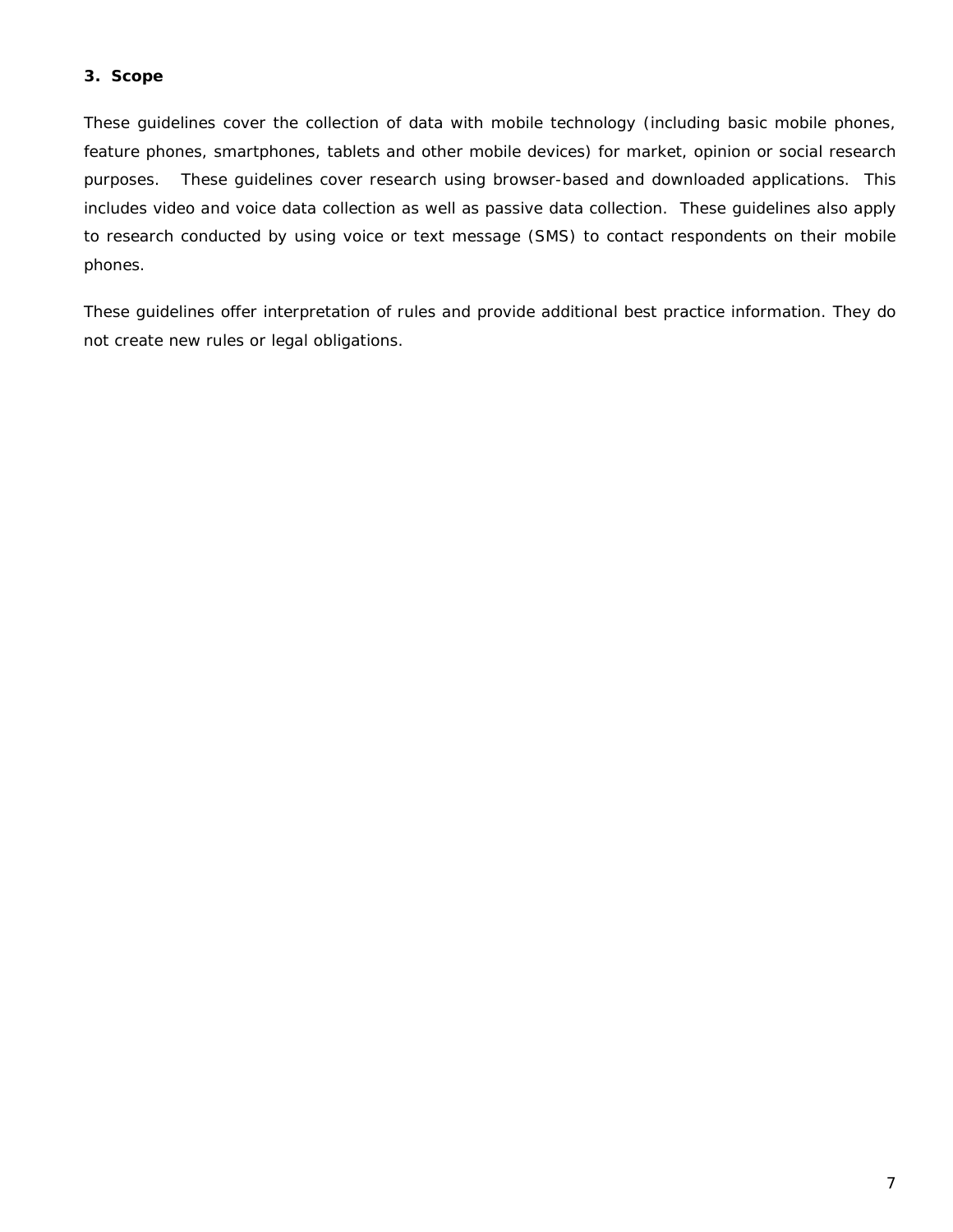## 3. Scope

These guidelines cover the collection of data with mobile technology (including basic mobile phones, feature phones, smartphones, tablets and other mobile devices) for market, opinion or social research purposes. These guidelines cover research using browser-based and downloaded applications. This includes video and voice data collection as well as passive data collection. These guidelines also apply to research conducted by using voice or text message (SMS) to contact respondents on their mobile phones.

These guidelines offer interpretation of rules and provide additional best practice information. They do not create new rules or legal obligations.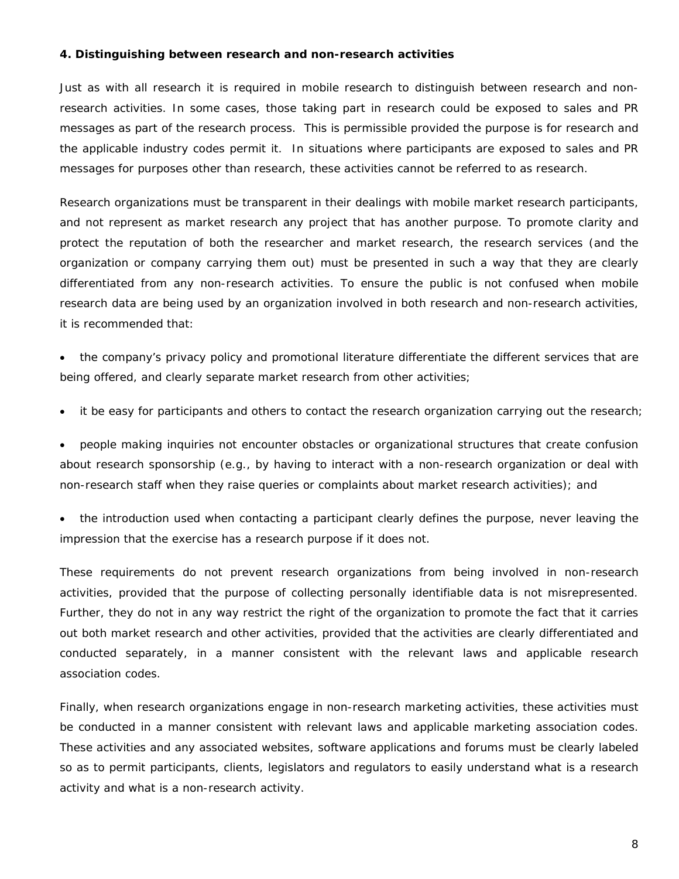### 4. Distinguishing between research and non-research activities

Just as with all research it is required in mobile research to distinguish between research and non-research activities. In some cases, those taking part in research could be exposed to sales and PR messages as part of the research process. This is permissible provided the purpose is for research and the applicable industry codes permit it. In situations where participants are exposed to sales and PR messages for purposes other than research, these activities cannot be referred to as research.

Research organizations must be transparent in their dealings with mobile market research participants, and not represent as market research any project that has another purpose. To promote clarity and protect the reputation of both the researcher and market research, the research services (and the organization or company carrying them out) must be presented in such a way that they are clearly differentiated from any non-research activities. To ensure the public is not confused when mobile research data are being used by an organization involved in both research and non-research activities, it is recommended that:

- the company's privacy policy and promotional literature differentiate the different services that are being offered, and clearly separate market research from other activities;
- it be easy for participants and others to contact the research organization carrying out the research;
- people making inquiries not encounter obstacles or organizational structures that create confusion about research sponsorship (e.g., by having to interact with a non-research organization or deal with non-research staff when they raise queries or complaints about market research activities); and
- the introduction used when contacting a participant clearly defines the purpose, never leaving the impression that the exercise has a research purpose if it does not.

These requirements do not prevent research organizations from being involved in non-research activities, provided that the purpose of collecting personally identifiable data is not misrepresented. Further, they do not in any way restrict the right of the organization to promote the fact that it carries out both market research and other activities, provided that the activities are clearly differentiated and conducted separately, in a manner consistent with the relevant laws and applicable research association codes.

Finally, when research organizations engage in non-research marketing activities, these activities must be conducted in a manner consistent with relevant laws and applicable marketing association codes. These activities and any associated websites, software applications and forums must be clearly labeled so as to permit participants, clients, legislators and regulators to easily understand what is a research activity and what is a non-research activity.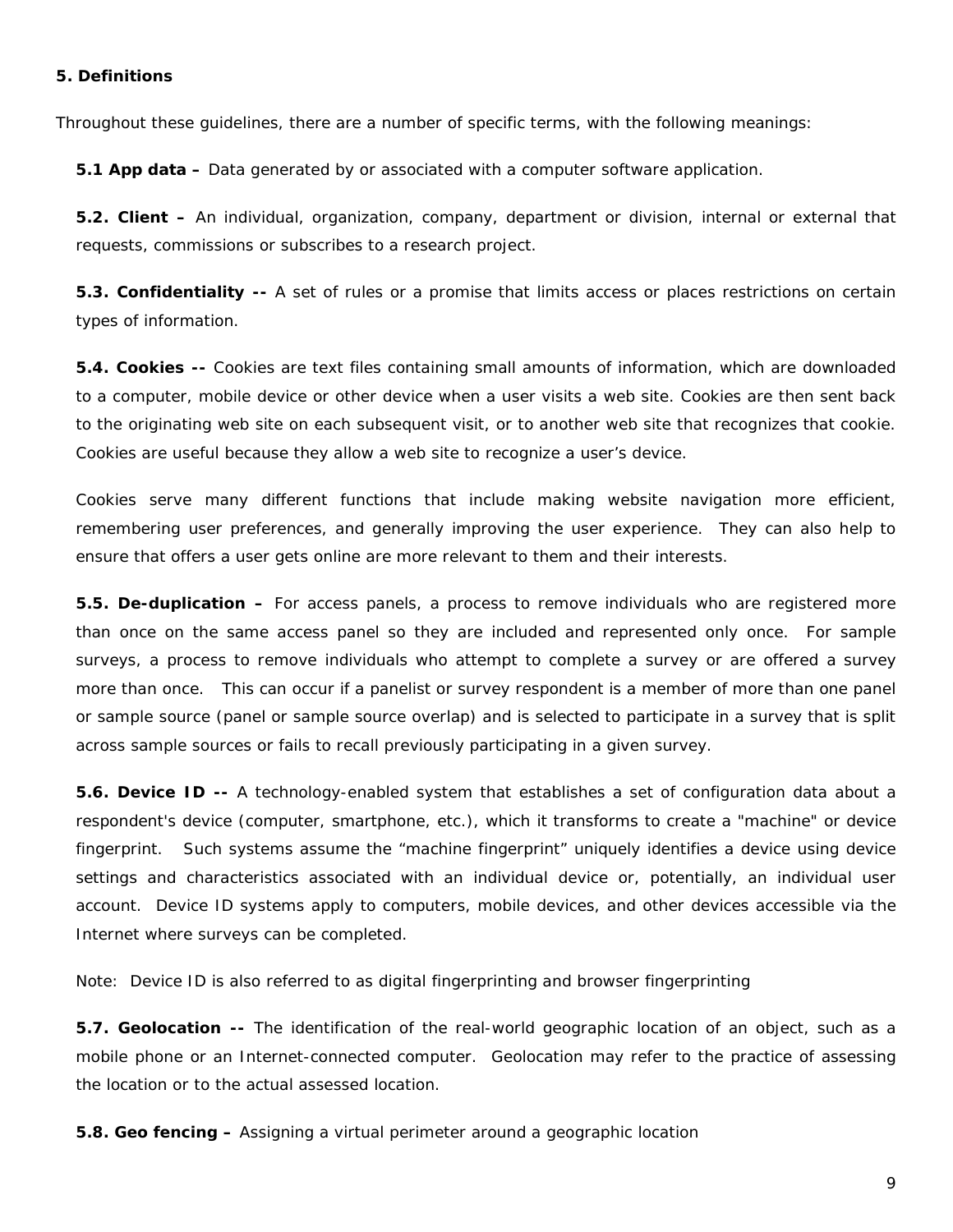## 5. Definitions

Throughout these guidelines, there are a number of specific terms, with the following meanings:

**5.1 App data –** Data generated by or associated with a computer software application.

**5.2. Client –** An individual, organization, company, department or division, internal or external that requests, commissions or subscribes to a research project.

**5.3. Confidentiality --** A set of rules or a promise that limits access or places restrictions on certain types of information.

**5.4. Cookies --** Cookies are text files containing small amounts of information, which are downloaded to a computer, mobile device or other device when a user visits a web site. Cookies are then sent back to the originating web site on each subsequent visit, or to another web site that recognizes that cookie. Cookies are useful because they allow a web site to recognize a user's device.

Cookies serve many different functions that include making website navigation more efficient, remembering user preferences, and generally improving the user experience. They can also help to ensure that offers a user gets online are more relevant to them and their interests.

**5.5. De-duplication –** For access panels, a process to remove individuals who are registered more than once on the same access panel so they are included and represented only once. For sample surveys, a process to remove individuals who attempt to complete a survey or are offered a survey more than once. This can occur if a panelist or survey respondent is a member of more than one panel or sample source (panel or sample source overlap) and is selected to participate in a survey that is split across sample sources or fails to recall previously participating in a given survey.

**5.6. Device ID --** A technology-enabled system that establishes a set of configuration data about a respondent's device (computer, smartphone, etc.), which it transforms to create a "machine" or device fingerprint. Such systems assume the "machine fingerprint" uniquely identifies a device using device settings and characteristics associated with an individual device or, potentially, an individual user account. Device ID systems apply to computers, mobile devices, and other devices accessible via the Internet where surveys can be completed.

Note: Device ID is also referred to as digital fingerprinting and browser fingerprinting

**5.7. Geolocation --** The identification of the real-world geographic location of an object, such as a mobile phone or an Internet-connected computer. Geolocation may refer to the practice of assessing the location or to the actual assessed location.

**5.8. Geo fencing –** Assigning a virtual perimeter around a geographic location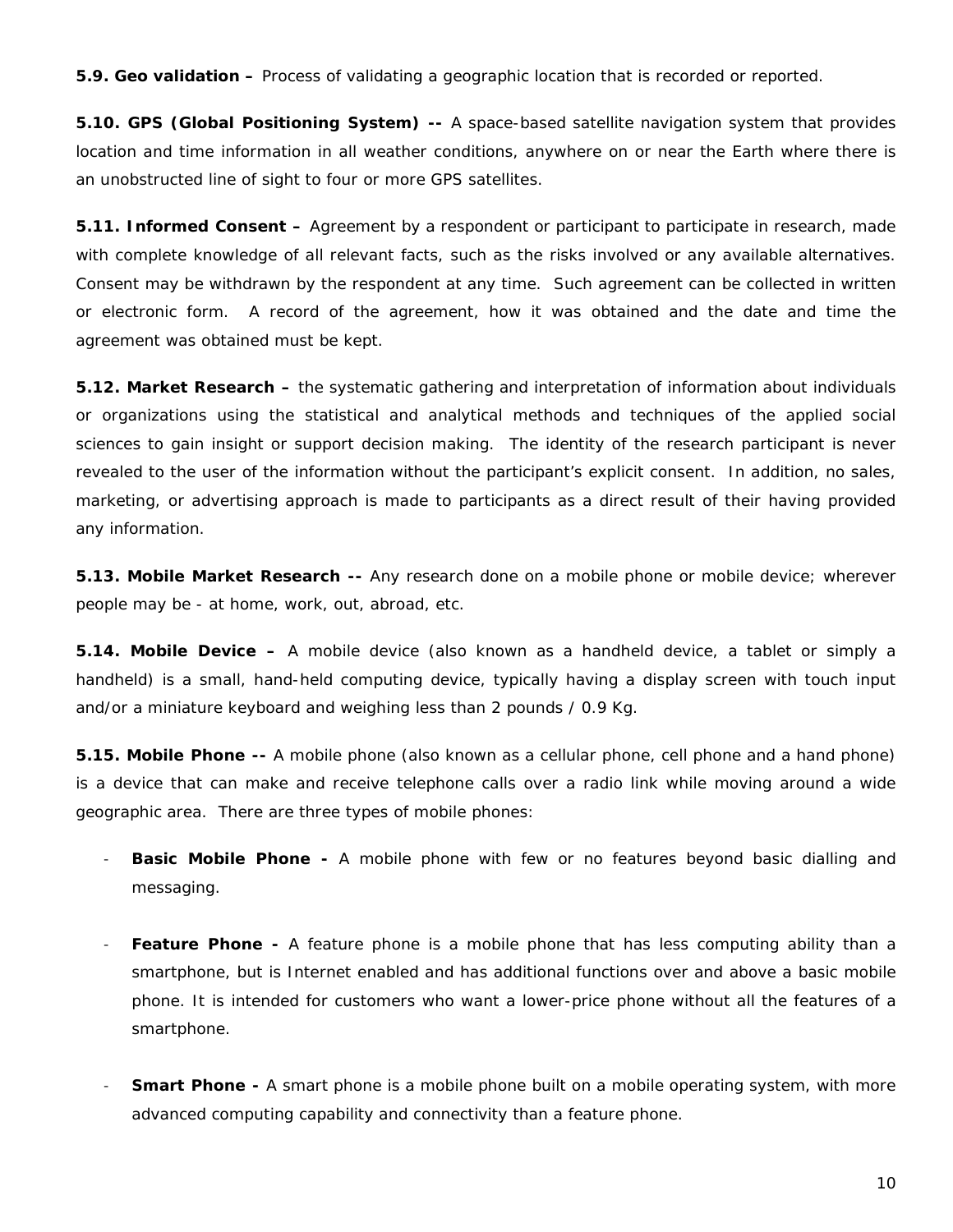**5.9. Geo validation –** Process of validating a geographic location that is recorded or reported.

**5.10. GPS (Global Positioning System) --** A space-based satellite navigation system that provides location and time information in all weather conditions, anywhere on or near the Earth where there is an unobstructed line of sight to four or more GPS satellites.

**5.11. Informed Consent –** Agreement by a respondent or participant to participate in research, made with complete knowledge of all relevant facts, such as the risks involved or any available alternatives. Consent may be withdrawn by the respondent at any time. Such agreement can be collected in written or electronic form. A record of the agreement, how it was obtained and the date and time the agreement was obtained must be kept.

**5.12. Market Research –** the systematic gathering and interpretation of information about individuals or organizations using the statistical and analytical methods and techniques of the applied social sciences to gain insight or support decision making. The identity of the research participant is never revealed to the user of the information without the participant's explicit consent. In addition, no sales, marketing, or advertising approach is made to participants as a direct result of their having provided any information.

**5.13. Mobile Market Research --** Any research done on a mobile phone or mobile device; wherever people may be - at home, work, out, abroad, etc.

**5.14. Mobile Device –** A mobile device (also known as a handheld device, a tablet or simply a handheld) is a small, hand-held computing device, typically having a display screen with touch input and/or a miniature keyboard and weighing less than 2 pounds / 0.9 Kg.

**5.15. Mobile Phone --** A mobile phone (also known as a cellular phone, cell phone and a hand phone) is a device that can make and receive telephone calls over a radio link while moving around a wide geographic area. There are three types of mobile phones:

- **Basic Mobile Phone -** A mobile phone with few or no features beyond basic dialling and messaging.

- **Feature Phone -** A feature phone is a mobile phone that has less computing ability than a smartphone, but is Internet enabled and has additional functions over and above a basic mobile phone. It is intended for customers who want a lower-price phone without all the features of a smartphone.

- **Smart Phone -** A smart phone is a mobile phone built on a mobile operating system, with more advanced computing capability and connectivity than a feature phone.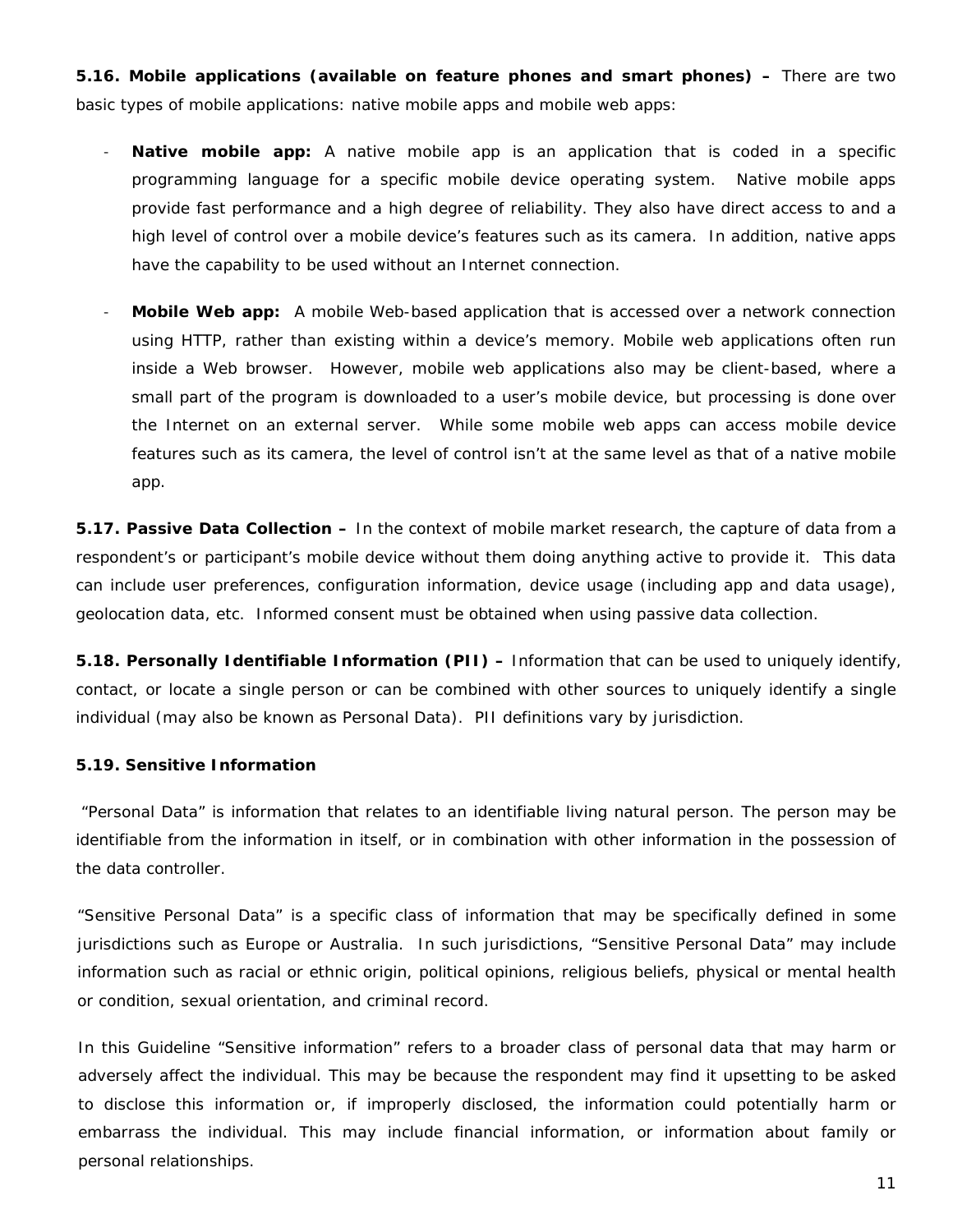**5.16. Mobile applications (available on feature phones and smart phones) –** There are two basic types of mobile applications: native mobile apps and mobile web apps:

- **Native mobile app:** A native mobile app is an application that is coded in a specific programming language for a specific mobile device operating system. Native mobile apps provide fast performance and a high degree of reliability. They also have direct access to and a high level of control over a mobile device's features such as its camera. In addition, native apps have the capability to be used without an Internet connection.

- **Mobile Web app:** A mobile Web-based application that is accessed over a network connection using HTTP, rather than existing within a device's memory. Mobile web applications often run inside a Web browser. However, mobile web applications also may be client-based, where a small part of the program is downloaded to a user's mobile device, but processing is done over the Internet on an external server. While some mobile web apps can access mobile device features such as its camera, the level of control isn't at the same level as that of a native mobile app.

**5.17. Passive Data Collection –** In the context of mobile market research, the capture of data from a respondent's or participant's mobile device without them doing anything active to provide it. This data can include user preferences, configuration information, device usage (including app and data usage), geolocation data, etc. Informed consent must be obtained when using passive data collection.

**5.18. Personally Identifiable Information (PII) –** Information that can be used to uniquely identify, contact, or locate a single person or can be combined with other sources to uniquely identify a single individual (may also be known as Personal Data). PII definitions vary by jurisdiction.

**5.19. Sensitive Information**

"Personal Data" is information that relates to an identifiable living natural person. The person may be identifiable from the information in itself, or in combination with other information in the possession of the data controller.

"Sensitive Personal Data" is a specific class of information that may be specifically defined in some jurisdictions such as Europe or Australia. In such jurisdictions, "Sensitive Personal Data" may include information such as racial or ethnic origin, political opinions, religious beliefs, physical or mental health or condition, sexual orientation, and criminal record.

In this Guideline "Sensitive information" refers to a broader class of personal data that may harm or adversely affect the individual. This may be because the respondent may find it upsetting to be asked to disclose this information or, if improperly disclosed, the information could potentially harm or embarrass the individual. This may include financial information, or information about family or personal relationships.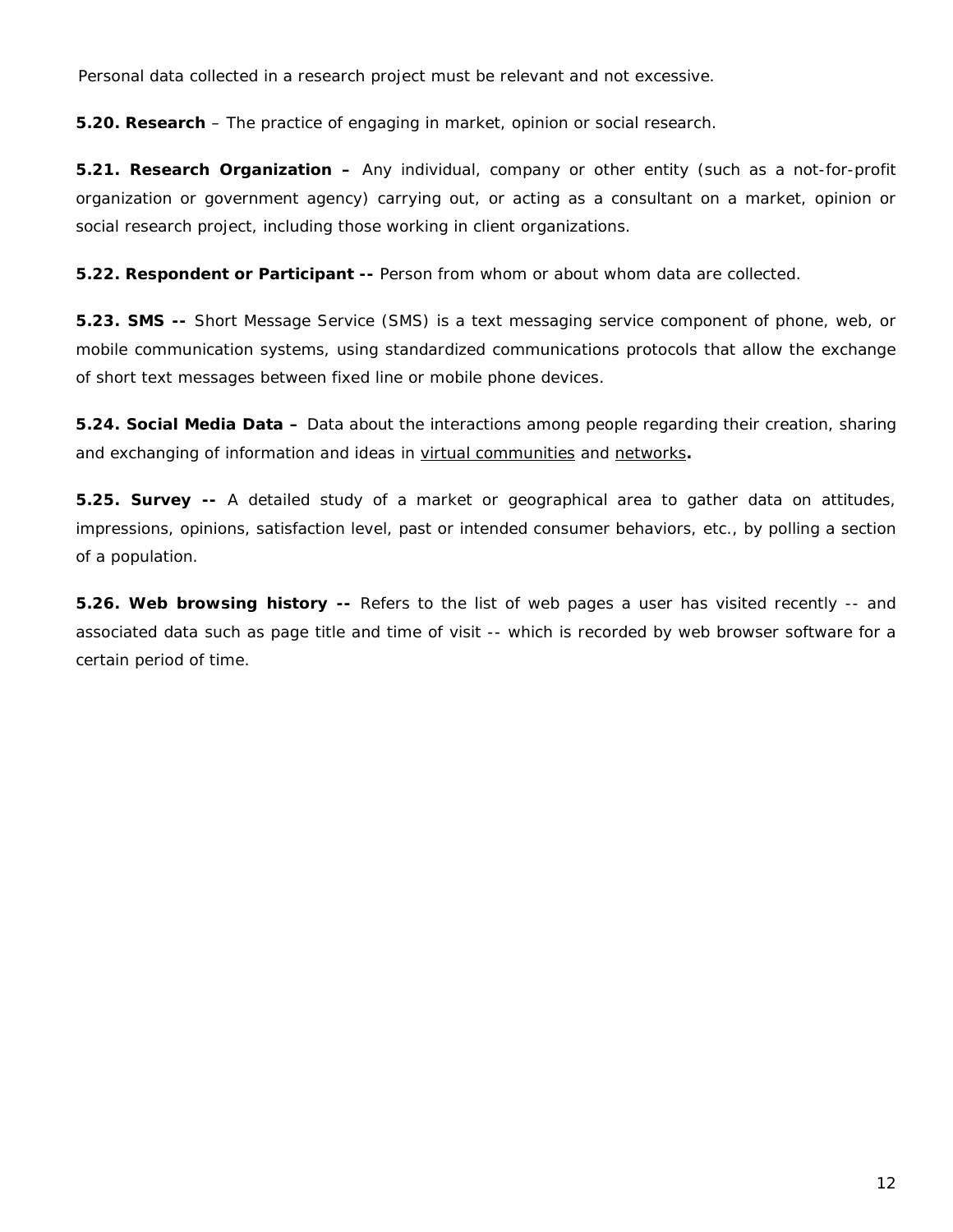Personal data collected in a research project must be relevant and not excessive.

**5.20. Research** – The practice of engaging in market, opinion or social research.

**5.21. Research Organization –** Any individual, company or other entity (such as a not-for-profit organization or government agency) carrying out, or acting as a consultant on a market, opinion or social research project, including those working in client organizations.

**5.22. Respondent or Participant --** Person from whom or about whom data are collected.

**5.23. SMS --** Short Message Service (SMS) is a text messaging service component of phone, web, or mobile communication systems, using standardized communications protocols that allow the exchange of short text messages between fixed line or mobile phone devices.

**5.24. Social Media Data –** Data about the interactions among people regarding their creation, sharing and exchanging of information and ideas in virtual communities and networks**.**

**5.25. Survey --** A detailed study of a market or geographical area to gather data on attitudes, impressions, opinions, satisfaction level, past or intended consumer behaviors, etc., by polling a section of a population.

**5.26. Web browsing history --** Refers to the list of web pages a user has visited recently -- and associated data such as page title and time of visit -- which is recorded by web browser software for a certain period of time.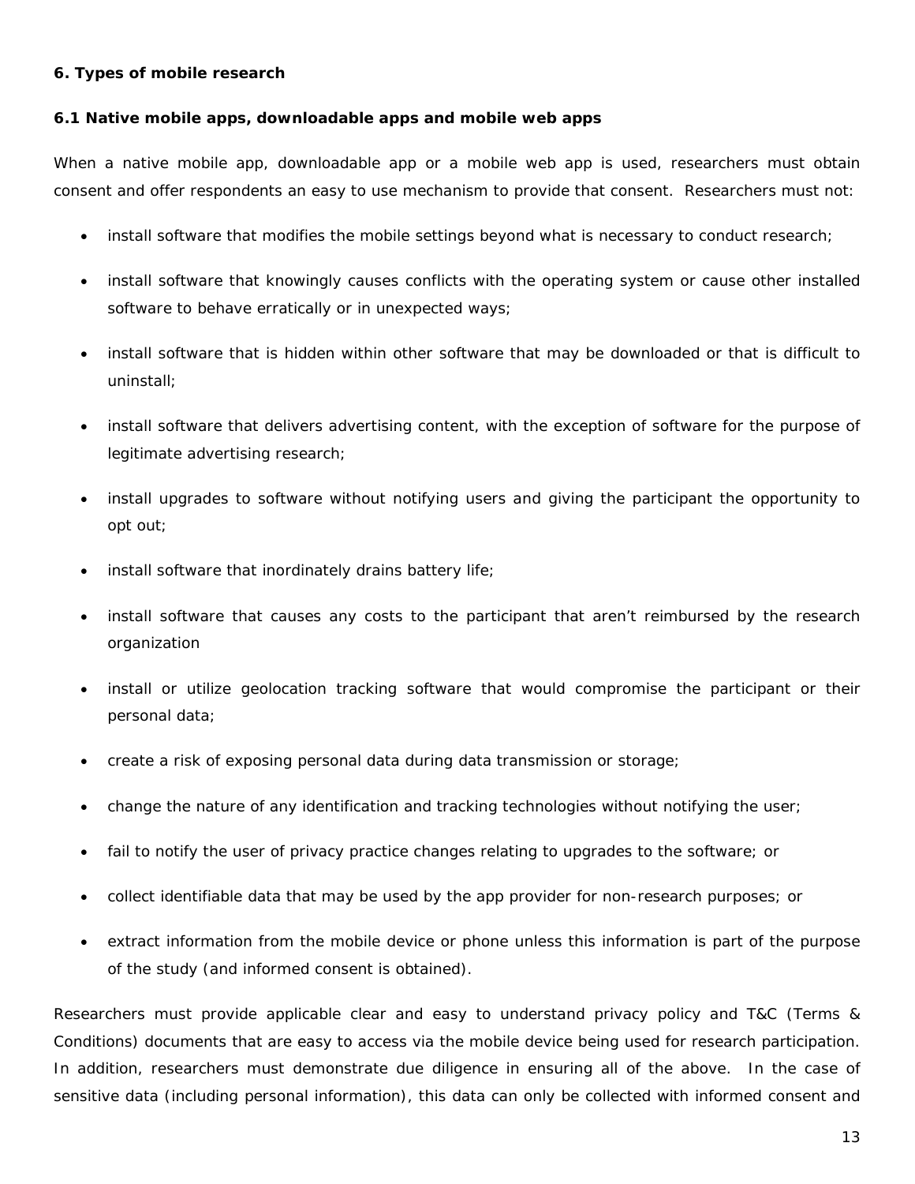**6. Types of mobile research**

**6.1 Native mobile apps, downloadable apps and mobile web apps**

When a native mobile app, downloadable app or a mobile web app is used, researchers must obtain consent and offer respondents an easy to use mechanism to provide that consent. Researchers must not:

- install software that modifies the mobile settings beyond what is necessary to conduct research;
- install software that knowingly causes conflicts with the operating system or cause other installed software to behave erratically or in unexpected ways;
- install software that is hidden within other software that may be downloaded or that is difficult to uninstall;
- install software that delivers advertising content, with the exception of software for the purpose of legitimate advertising research;
- install upgrades to software without notifying users and giving the participant the opportunity to opt out;
- install software that inordinately drains battery life;
- install software that causes any costs to the participant that aren't reimbursed by the research organization
- install or utilize geolocation tracking software that would compromise the participant or their personal data;
- create a risk of exposing personal data during data transmission or storage;
- change the nature of any identification and tracking technologies without notifying the user;
- fail to notify the user of privacy practice changes relating to upgrades to the software; or
- collect identifiable data that may be used by the app provider for non-research purposes; or
- extract information from the mobile device or phone unless this information is part of the purpose of the study (and informed consent is obtained).

Researchers must provide applicable clear and easy to understand privacy policy and T&C (Terms & Conditions) documents that are easy to access via the mobile device being used for research participation. In addition, researchers must demonstrate due diligence in ensuring all of the above. In the case of sensitive data (including personal information), this data can only be collected with informed consent and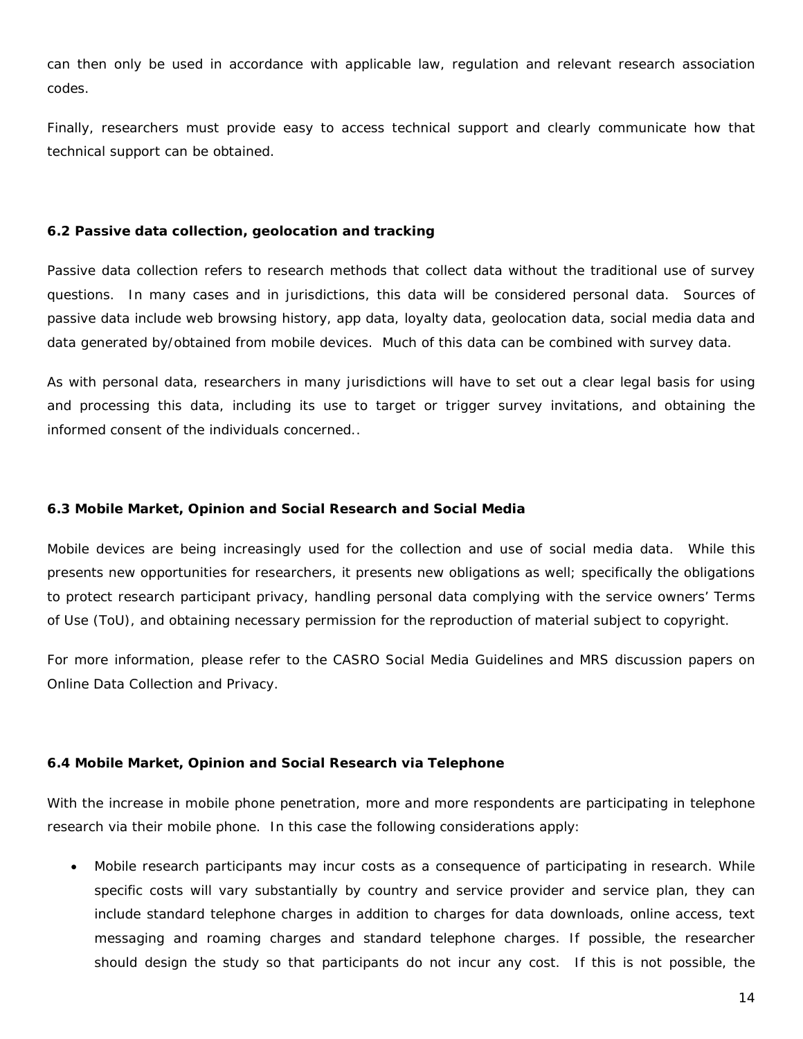can then only be used in accordance with applicable law, regulation and relevant research association codes.

Finally, researchers must provide easy to access technical support and clearly communicate how that technical support can be obtained.

### 6.2 Passive data collection, geolocation and tracking

Passive data collection refers to research methods that collect data without the traditional use of survey questions. In many cases and in jurisdictions, this data will be considered personal data. Sources of passive data include web browsing history, app data, loyalty data, geolocation data, social media data and data generated by/obtained from mobile devices. Much of this data can be combined with survey data.

As with personal data, researchers in many jurisdictions will have to set out a clear legal basis for using and processing this data, including its use to target or trigger survey invitations, and obtaining the informed consent of the individuals concerned..

### 6.3 Mobile Market, Opinion and Social Research and Social Media

Mobile devices are being increasingly used for the collection and use of social media data. While this presents new opportunities for researchers, it presents new obligations as well; specifically the obligations to protect research participant privacy, handling personal data complying with the service owners' Terms of Use (ToU), and obtaining necessary permission for the reproduction of material subject to copyright.

For more information, please refer to the CASRO Social Media Guidelines and MRS discussion papers on Online Data Collection and Privacy.

### 6.4 Mobile Market, Opinion and Social Research via Telephone

With the increase in mobile phone penetration, more and more respondents are participating in telephone research via their mobile phone. In this case the following considerations apply:

- Mobile research participants may incur costs as a consequence of participating in research. While specific costs will vary substantially by country and service provider and service plan, they can include standard telephone charges in addition to charges for data downloads, online access, text messaging and roaming charges and standard telephone charges. If possible, the researcher should design the study so that participants do not incur any cost. If this is not possible, the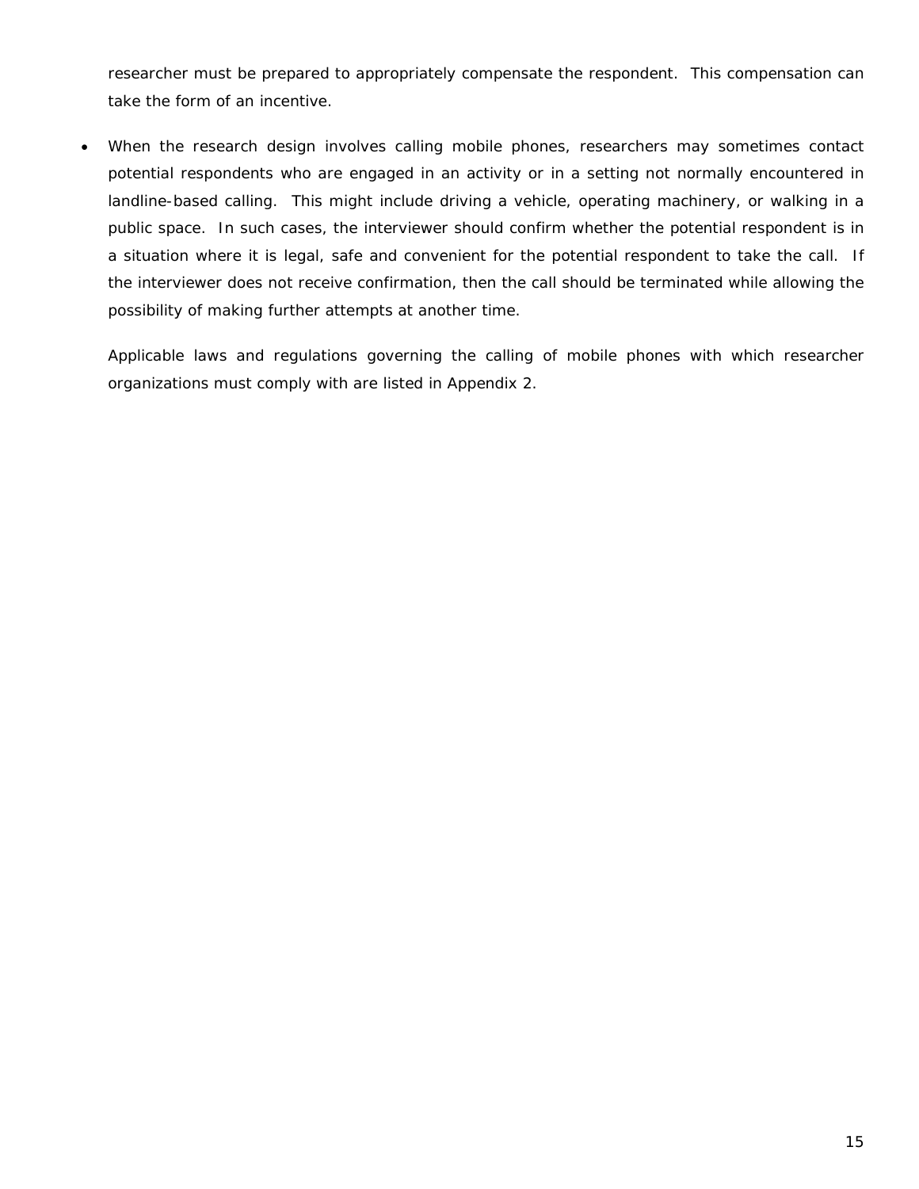researcher must be prepared to appropriately compensate the respondent. This compensation can take the form of an incentive.

- When the research design involves calling mobile phones, researchers may sometimes contact potential respondents who are engaged in an activity or in a setting not normally encountered in landline-based calling. This might include driving a vehicle, operating machinery, or walking in a public space. In such cases, the interviewer should confirm whether the potential respondent is in a situation where it is legal, safe and convenient for the potential respondent to take the call. If the interviewer does not receive confirmation, then the call should be terminated while allowing the possibility of making further attempts at another time.

  Applicable laws and regulations governing the calling of mobile phones with which researcher organizations must comply with are listed in Appendix 2.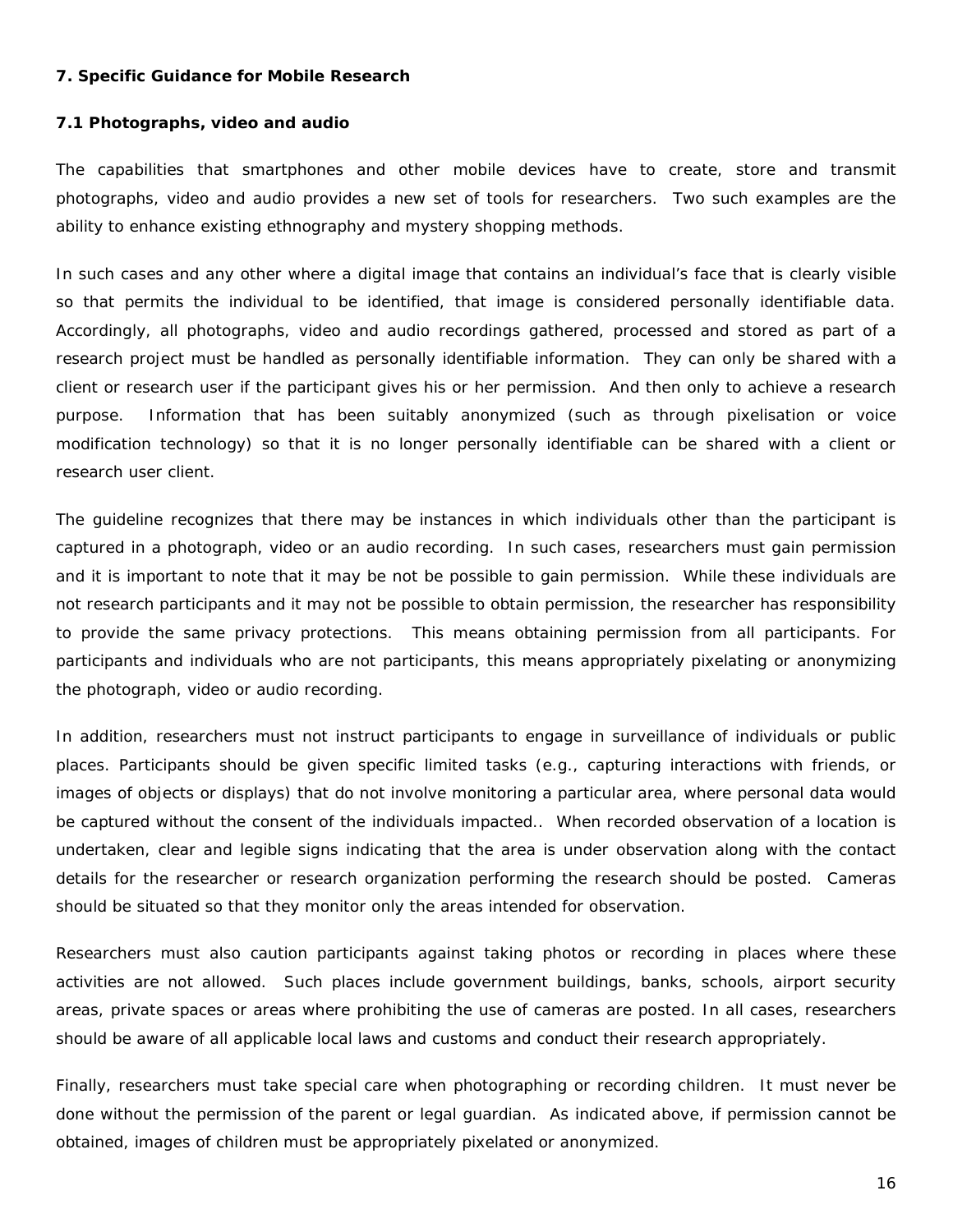### 7. Specific Guidance for Mobile Research

#### 7.1 Photographs, video and audio

The capabilities that smartphones and other mobile devices have to create, store and transmit photographs, video and audio provides a new set of tools for researchers. Two such examples are the ability to enhance existing ethnography and mystery shopping methods.

In such cases and any other where a digital image that contains an individual's face that is clearly visible so that permits the individual to be identified, that image is considered personally identifiable data. Accordingly, all photographs, video and audio recordings gathered, processed and stored as part of a research project must be handled as personally identifiable information. They can only be shared with a client or research user if the participant gives his or her permission. And then only to achieve a research purpose. Information that has been suitably anonymized (such as through pixelisation or voice modification technology) so that it is no longer personally identifiable can be shared with a client or research user client.

The guideline recognizes that there may be instances in which individuals other than the participant is captured in a photograph, video or an audio recording. In such cases, researchers must gain permission and it is important to note that it may be not be possible to gain permission. While these individuals are not research participants and it may not be possible to obtain permission, the researcher has responsibility to provide the same privacy protections. This means obtaining permission from all participants. For participants and individuals who are not participants, this means appropriately pixelating or anonymizing the photograph, video or audio recording.

In addition, researchers must not instruct participants to engage in surveillance of individuals or public places. Participants should be given specific limited tasks (e.g., capturing interactions with friends, or images of objects or displays) that do not involve monitoring a particular area, where personal data would be captured without the consent of the individuals impacted.. When recorded observation of a location is undertaken, clear and legible signs indicating that the area is under observation along with the contact details for the researcher or research organization performing the research should be posted. Cameras should be situated so that they monitor only the areas intended for observation.

Researchers must also caution participants against taking photos or recording in places where these activities are not allowed. Such places include government buildings, banks, schools, airport security areas, private spaces or areas where prohibiting the use of cameras are posted. In all cases, researchers should be aware of all applicable local laws and customs and conduct their research appropriately.

Finally, researchers must take special care when photographing or recording children. It must never be done without the permission of the parent or legal guardian. As indicated above, if permission cannot be obtained, images of children must be appropriately pixelated or anonymized.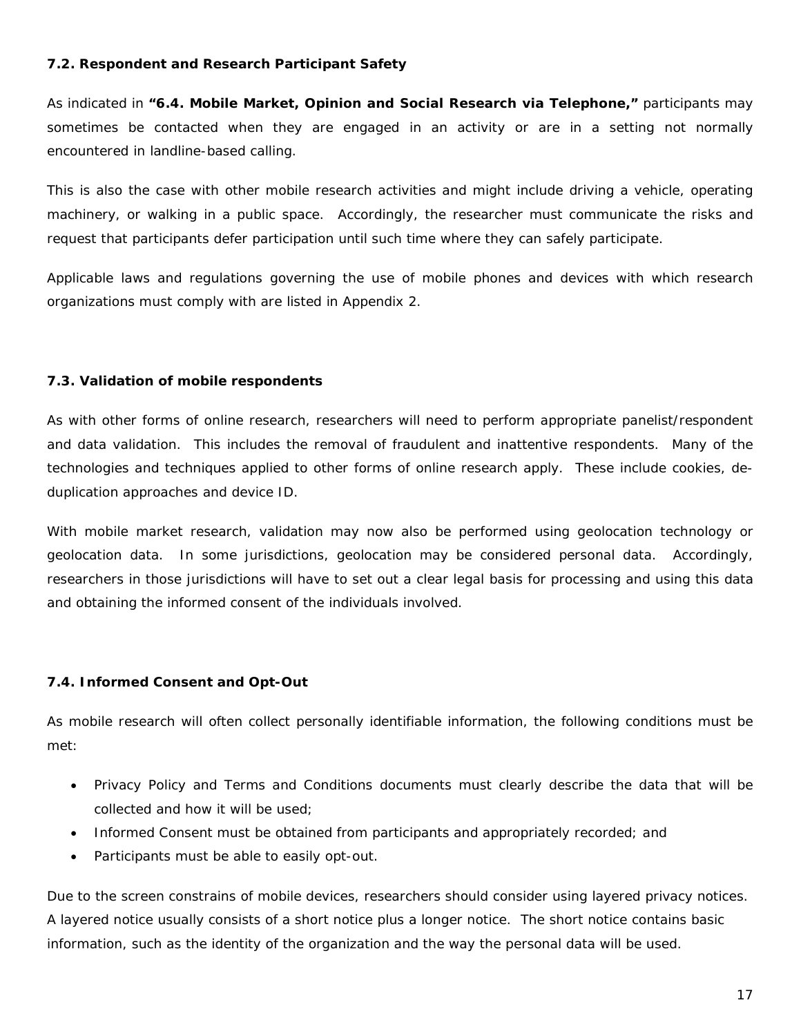### 7.2. Respondent and Research Participant Safety

As indicated in **"6.4. Mobile Market, Opinion and Social Research via Telephone,"** participants may sometimes be contacted when they are engaged in an activity or are in a setting not normally encountered in landline-based calling.

This is also the case with other mobile research activities and might include driving a vehicle, operating machinery, or walking in a public space. Accordingly, the researcher must communicate the risks and request that participants defer participation until such time where they can safely participate.

Applicable laws and regulations governing the use of mobile phones and devices with which research organizations must comply with are listed in Appendix 2.

### 7.3. Validation of mobile respondents

As with other forms of online research, researchers will need to perform appropriate panelist/respondent and data validation. This includes the removal of fraudulent and inattentive respondents. Many of the technologies and techniques applied to other forms of online research apply. These include cookies, de-duplication approaches and device ID.

With mobile market research, validation may now also be performed using geolocation technology or geolocation data. In some jurisdictions, geolocation may be considered personal data. Accordingly, researchers in those jurisdictions will have to set out a clear legal basis for processing and using this data and obtaining the informed consent of the individuals involved.

### 7.4. Informed Consent and Opt-Out

As mobile research will often collect personally identifiable information, the following conditions must be met:

- Privacy Policy and Terms and Conditions documents must clearly describe the data that will be collected and how it will be used;
- Informed Consent must be obtained from participants and appropriately recorded; and
- Participants must be able to easily opt-out.

Due to the screen constrains of mobile devices, researchers should consider using layered privacy notices. A layered notice usually consists of a short notice plus a longer notice. The short notice contains basic information, such as the identity of the organization and the way the personal data will be used.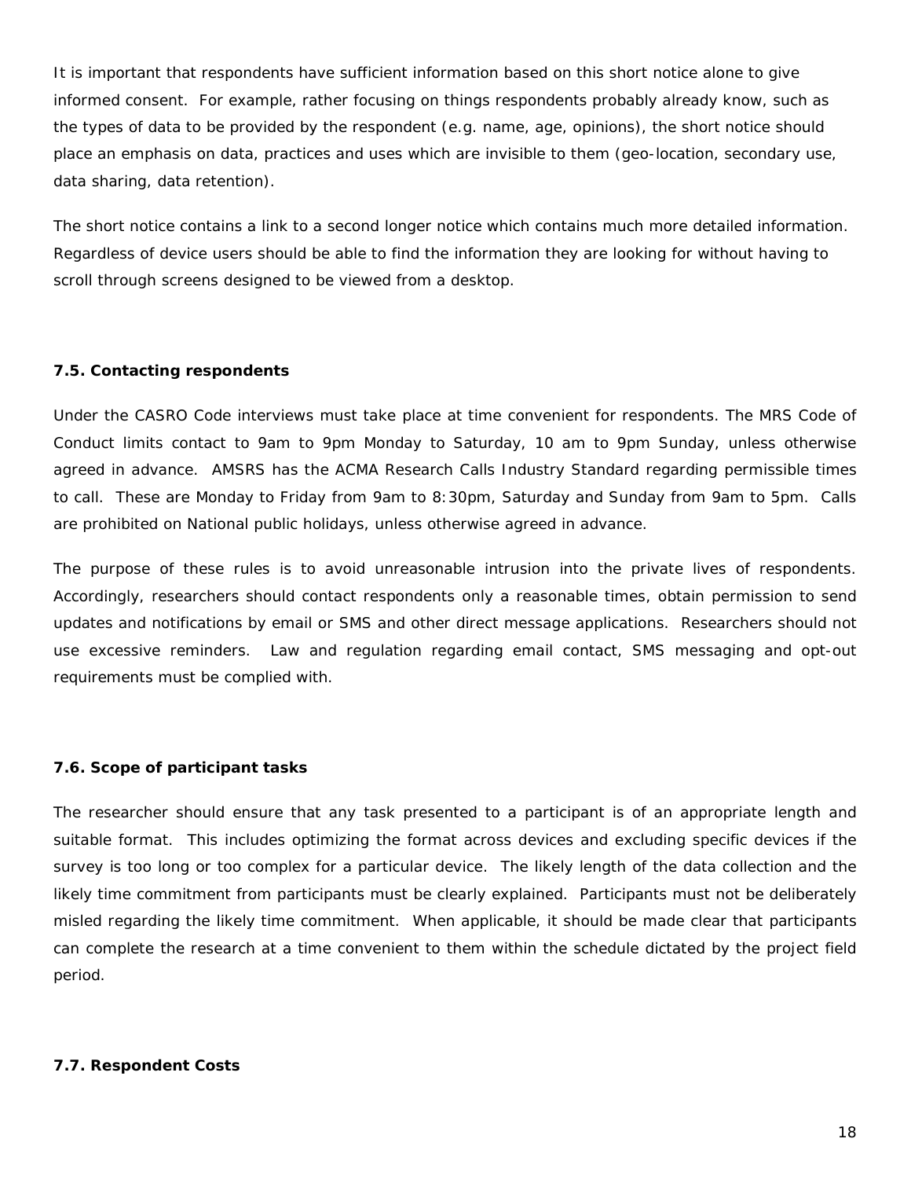It is important that respondents have sufficient information based on this short notice alone to give informed consent. For example, rather focusing on things respondents probably already know, such as the types of data to be provided by the respondent (e.g. name, age, opinions), the short notice should place an emphasis on data, practices and uses which are invisible to them (geo-location, secondary use, data sharing, data retention).

The short notice contains a link to a second longer notice which contains much more detailed information. Regardless of device users should be able to find the information they are looking for without having to scroll through screens designed to be viewed from a desktop.

### 7.5. Contacting respondents

Under the CASRO Code interviews must take place at time convenient for respondents. The MRS Code of Conduct limits contact to 9am to 9pm Monday to Saturday, 10 am to 9pm Sunday, unless otherwise agreed in advance. AMSRS has the ACMA Research Calls Industry Standard regarding permissible times to call. These are Monday to Friday from 9am to 8:30pm, Saturday and Sunday from 9am to 5pm. Calls are prohibited on National public holidays, unless otherwise agreed in advance.

The purpose of these rules is to avoid unreasonable intrusion into the private lives of respondents. Accordingly, researchers should contact respondents only a reasonable times, obtain permission to send updates and notifications by email or SMS and other direct message applications. Researchers should not use excessive reminders. Law and regulation regarding email contact, SMS messaging and opt-out requirements must be complied with.

### 7.6. Scope of participant tasks

The researcher should ensure that any task presented to a participant is of an appropriate length and suitable format. This includes optimizing the format across devices and excluding specific devices if the survey is too long or too complex for a particular device. The likely length of the data collection and the likely time commitment from participants must be clearly explained. Participants must not be deliberately misled regarding the likely time commitment. When applicable, it should be made clear that participants can complete the research at a time convenient to them within the schedule dictated by the project field period.

### 7.7. Respondent Costs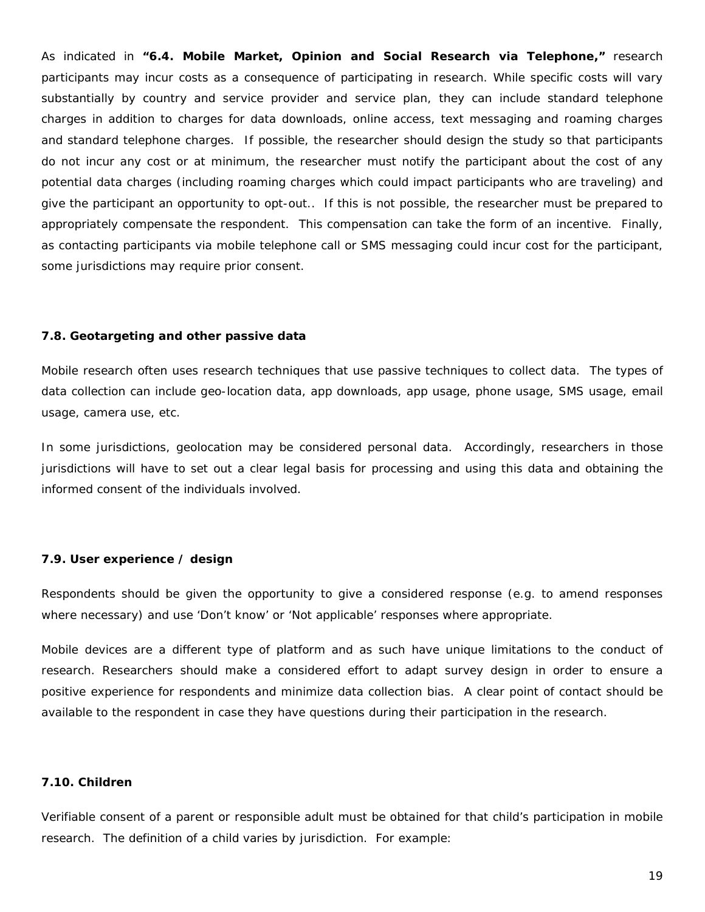As indicated in **"6.4. Mobile Market, Opinion and Social Research via Telephone,"** research participants may incur costs as a consequence of participating in research. While specific costs will vary substantially by country and service provider and service plan, they can include standard telephone charges in addition to charges for data downloads, online access, text messaging and roaming charges and standard telephone charges. If possible, the researcher should design the study so that participants do not incur any cost or at minimum, the researcher must notify the participant about the cost of any potential data charges (including roaming charges which could impact participants who are traveling) and give the participant an opportunity to opt-out.. If this is not possible, the researcher must be prepared to appropriately compensate the respondent. This compensation can take the form of an incentive. Finally, as contacting participants via mobile telephone call or SMS messaging could incur cost for the participant, some jurisdictions may require prior consent.

### 7.8. Geotargeting and other passive data

Mobile research often uses research techniques that use passive techniques to collect data. The types of data collection can include geo-location data, app downloads, app usage, phone usage, SMS usage, email usage, camera use, etc.

In some jurisdictions, geolocation may be considered personal data. Accordingly, researchers in those jurisdictions will have to set out a clear legal basis for processing and using this data and obtaining the informed consent of the individuals involved.

### 7.9. User experience / design

Respondents should be given the opportunity to give a considered response (e.g. to amend responses where necessary) and use 'Don't know' or 'Not applicable' responses where appropriate.

Mobile devices are a different type of platform and as such have unique limitations to the conduct of research. Researchers should make a considered effort to adapt survey design in order to ensure a positive experience for respondents and minimize data collection bias. A clear point of contact should be available to the respondent in case they have questions during their participation in the research.

### 7.10. Children

Verifiable consent of a parent or responsible adult must be obtained for that child's participation in mobile research. The definition of a child varies by jurisdiction. For example: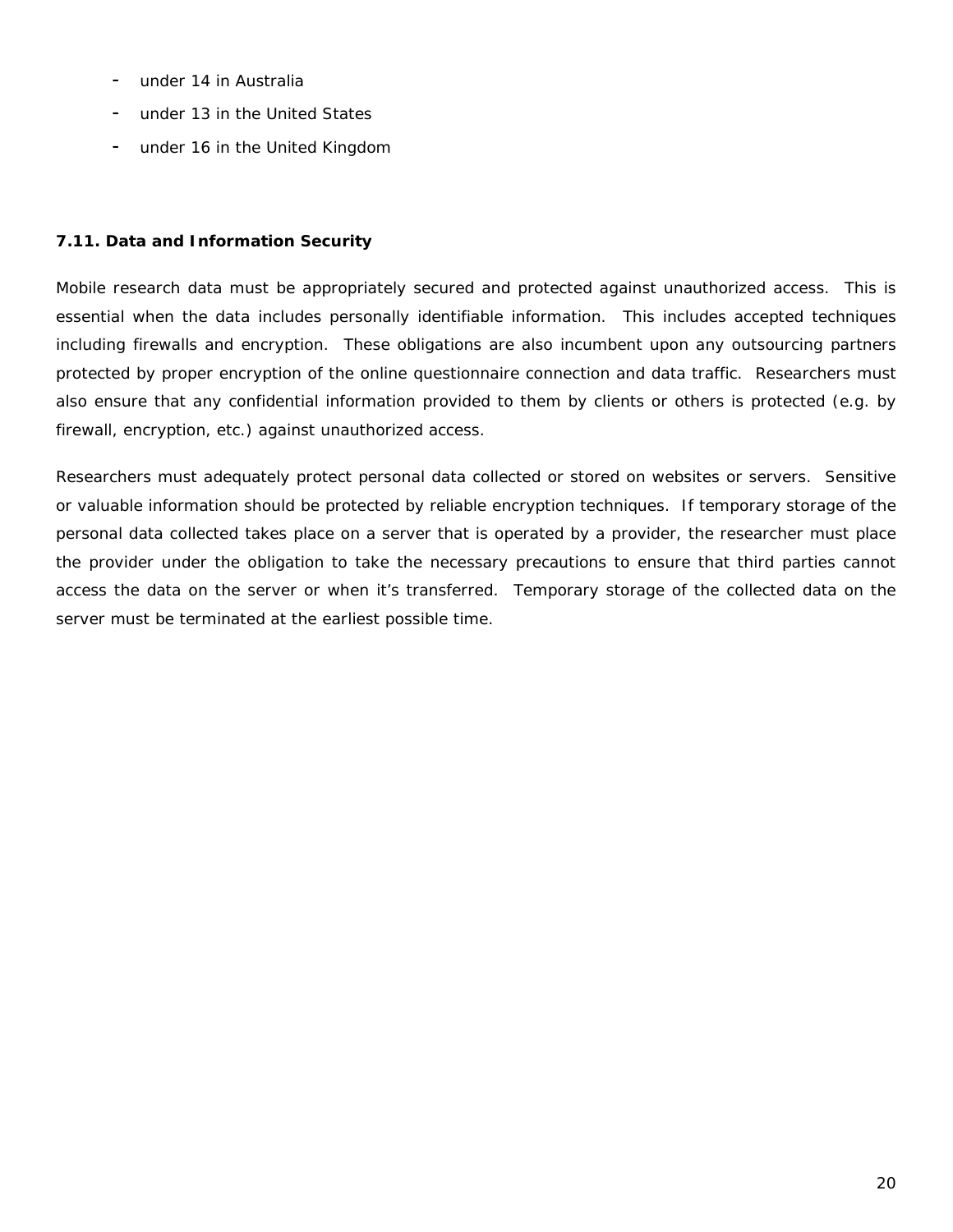- under 14 in Australia
- under 13 in the United States
- under 16 in the United Kingdom

**7.11. Data and Information Security**

Mobile research data must be appropriately secured and protected against unauthorized access. This is essential when the data includes personally identifiable information. This includes accepted techniques including firewalls and encryption. These obligations are also incumbent upon any outsourcing partners protected by proper encryption of the online questionnaire connection and data traffic. Researchers must also ensure that any confidential information provided to them by clients or others is protected (e.g. by firewall, encryption, etc.) against unauthorized access.

Researchers must adequately protect personal data collected or stored on websites or servers. Sensitive or valuable information should be protected by reliable encryption techniques. If temporary storage of the personal data collected takes place on a server that is operated by a provider, the researcher must place the provider under the obligation to take the necessary precautions to ensure that third parties cannot access the data on the server or when it's transferred. Temporary storage of the collected data on the server must be terminated at the earliest possible time.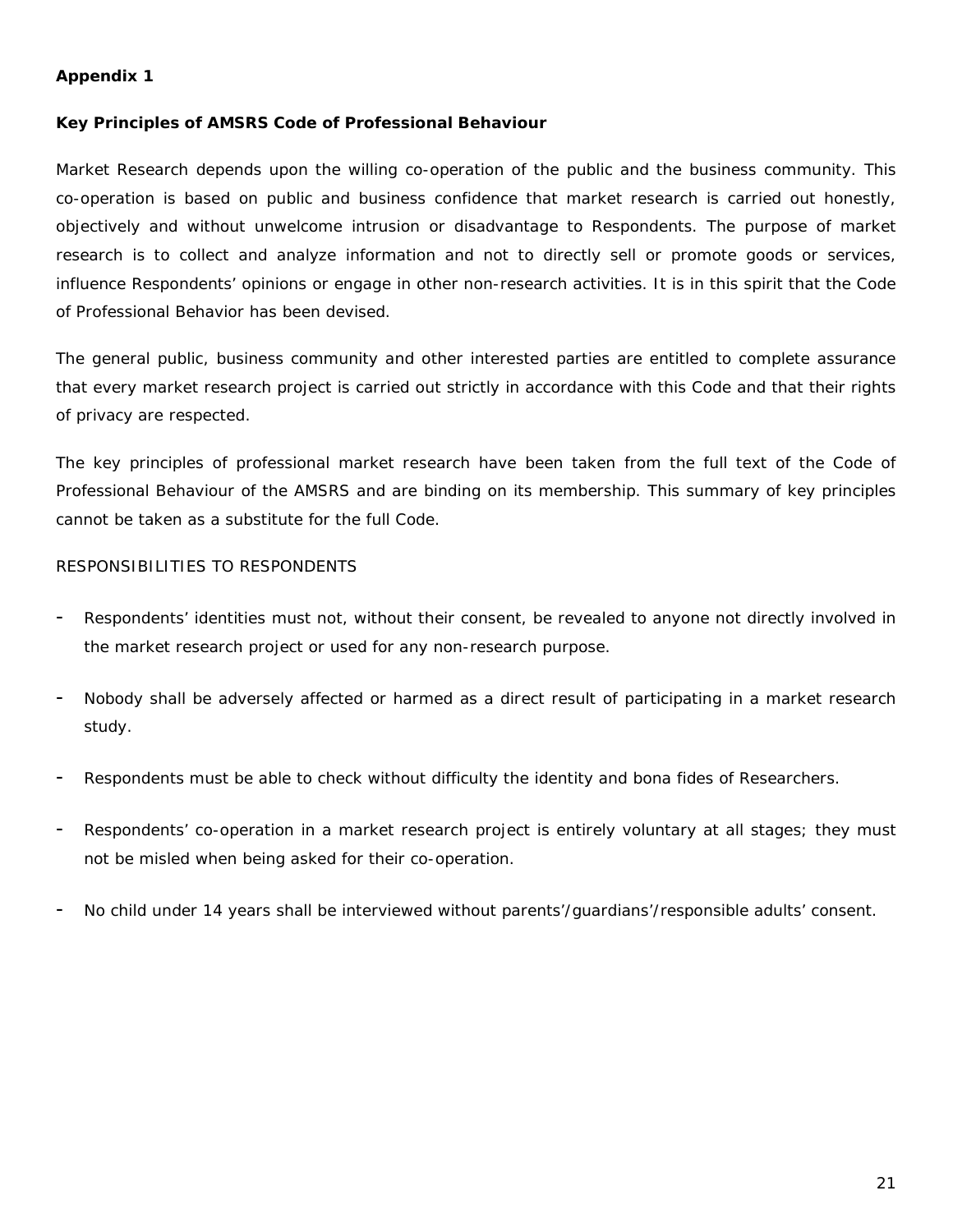**Appendix 1**

**Key Principles of AMSRS Code of Professional Behaviour**

Market Research depends upon the willing co-operation of the public and the business community. This co-operation is based on public and business confidence that market research is carried out honestly, objectively and without unwelcome intrusion or disadvantage to Respondents. The purpose of market research is to collect and analyze information and not to directly sell or promote goods or services, influence Respondents' opinions or engage in other non-research activities. It is in this spirit that the Code of Professional Behavior has been devised.

The general public, business community and other interested parties are entitled to complete assurance that every market research project is carried out strictly in accordance with this Code and that their rights of privacy are respected.

The key principles of professional market research have been taken from the full text of the Code of Professional Behaviour of the AMSRS and are binding on its membership. This summary of key principles cannot be taken as a substitute for the full Code.

RESPONSIBILITIES TO RESPONDENTS

- Respondents' identities must not, without their consent, be revealed to anyone not directly involved in the market research project or used for any non-research purpose.
- Nobody shall be adversely affected or harmed as a direct result of participating in a market research study.
- Respondents must be able to check without difficulty the identity and bona fides of Researchers.
- Respondents' co-operation in a market research project is entirely voluntary at all stages; they must not be misled when being asked for their co-operation.
- No child under 14 years shall be interviewed without parents'/guardians'/responsible adults' consent.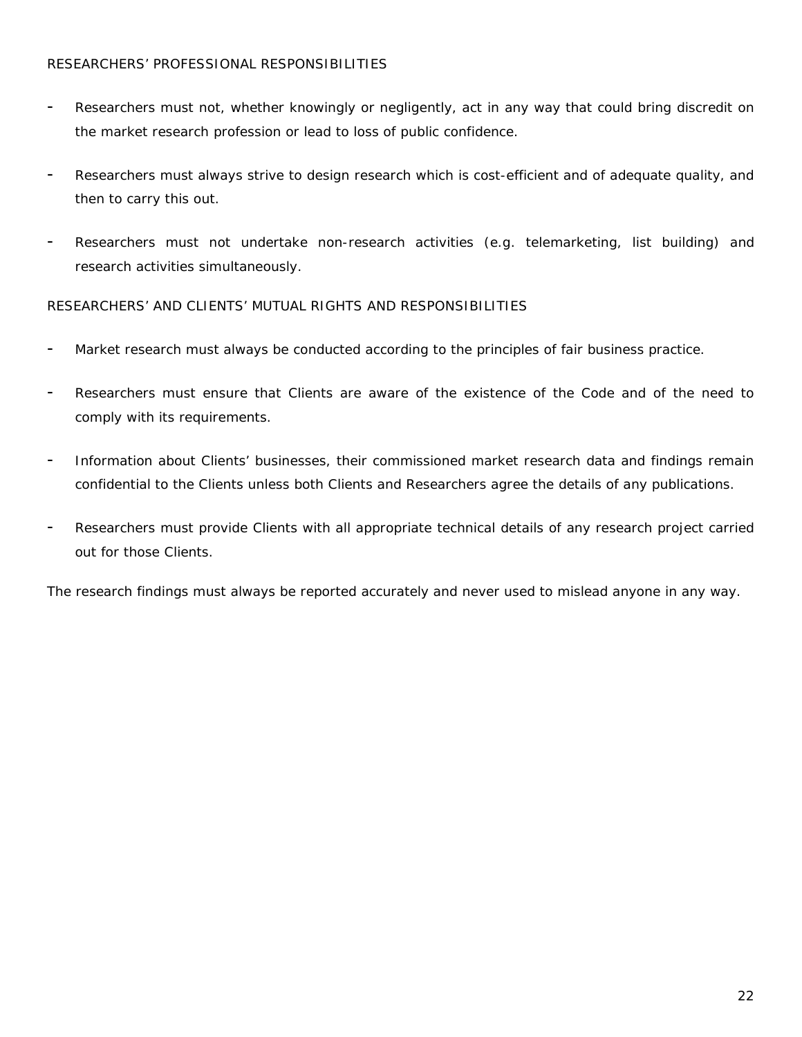RESEARCHERS' PROFESSIONAL RESPONSIBILITIES

- Researchers must not, whether knowingly or negligently, act in any way that could bring discredit on the market research profession or lead to loss of public confidence.

- Researchers must always strive to design research which is cost-efficient and of adequate quality, and then to carry this out.

- Researchers must not undertake non-research activities (e.g. telemarketing, list building) and research activities simultaneously.

RESEARCHERS' AND CLIENTS' MUTUAL RIGHTS AND RESPONSIBILITIES

- Market research must always be conducted according to the principles of fair business practice.

- Researchers must ensure that Clients are aware of the existence of the Code and of the need to comply with its requirements.

- Information about Clients' businesses, their commissioned market research data and findings remain confidential to the Clients unless both Clients and Researchers agree the details of any publications.

- Researchers must provide Clients with all appropriate technical details of any research project carried out for those Clients.

The research findings must always be reported accurately and never used to mislead anyone in any way.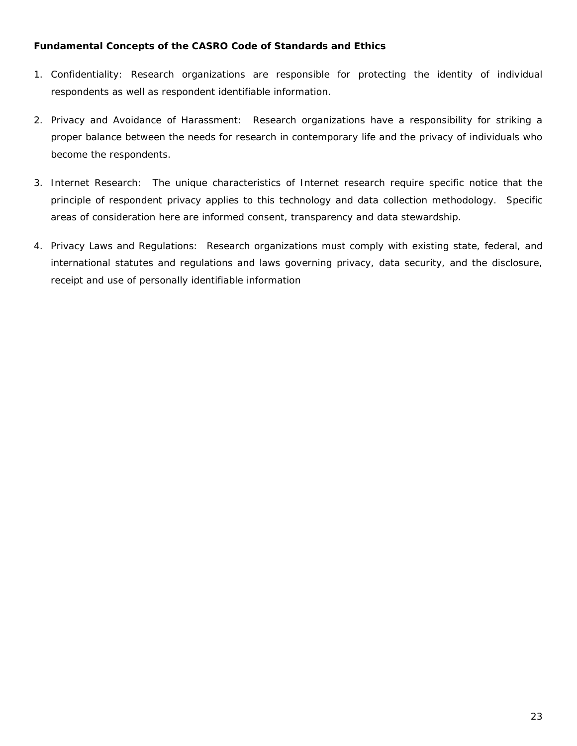**Fundamental Concepts of the CASRO Code of Standards and Ethics**

1. Confidentiality: Research organizations are responsible for protecting the identity of individual respondents as well as respondent identifiable information.

2. Privacy and Avoidance of Harassment: Research organizations have a responsibility for striking a proper balance between the needs for research in contemporary life and the privacy of individuals who become the respondents.

3. Internet Research: The unique characteristics of Internet research require specific notice that the principle of respondent privacy applies to this technology and data collection methodology. Specific areas of consideration here are informed consent, transparency and data stewardship.

4. Privacy Laws and Regulations: Research organizations must comply with existing state, federal, and international statutes and regulations and laws governing privacy, data security, and the disclosure, receipt and use of personally identifiable information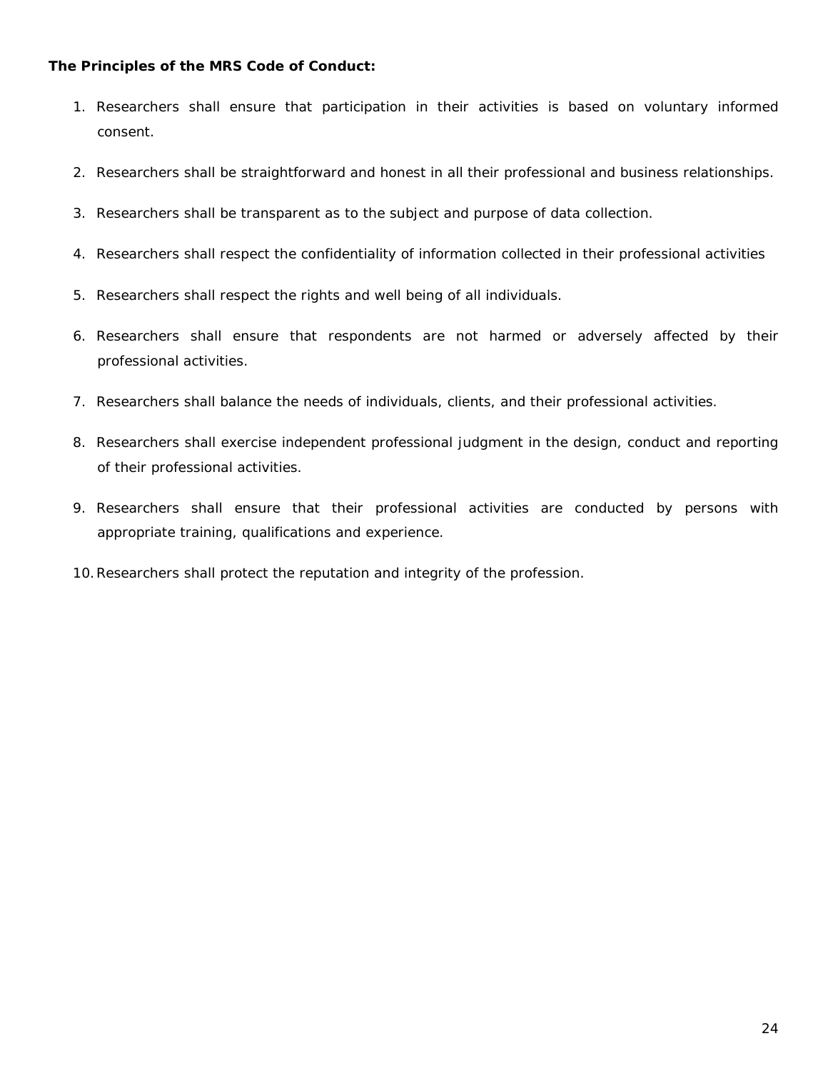**The Principles of the MRS Code of Conduct:**

1. Researchers shall ensure that participation in their activities is based on voluntary informed consent.
2. Researchers shall be straightforward and honest in all their professional and business relationships.
3. Researchers shall be transparent as to the subject and purpose of data collection.
4. Researchers shall respect the confidentiality of information collected in their professional activities
5. Researchers shall respect the rights and well being of all individuals.
6. Researchers shall ensure that respondents are not harmed or adversely affected by their professional activities.
7. Researchers shall balance the needs of individuals, clients, and their professional activities.
8. Researchers shall exercise independent professional judgment in the design, conduct and reporting of their professional activities.
9. Researchers shall ensure that their professional activities are conducted by persons with appropriate training, qualifications and experience.
10. Researchers shall protect the reputation and integrity of the profession.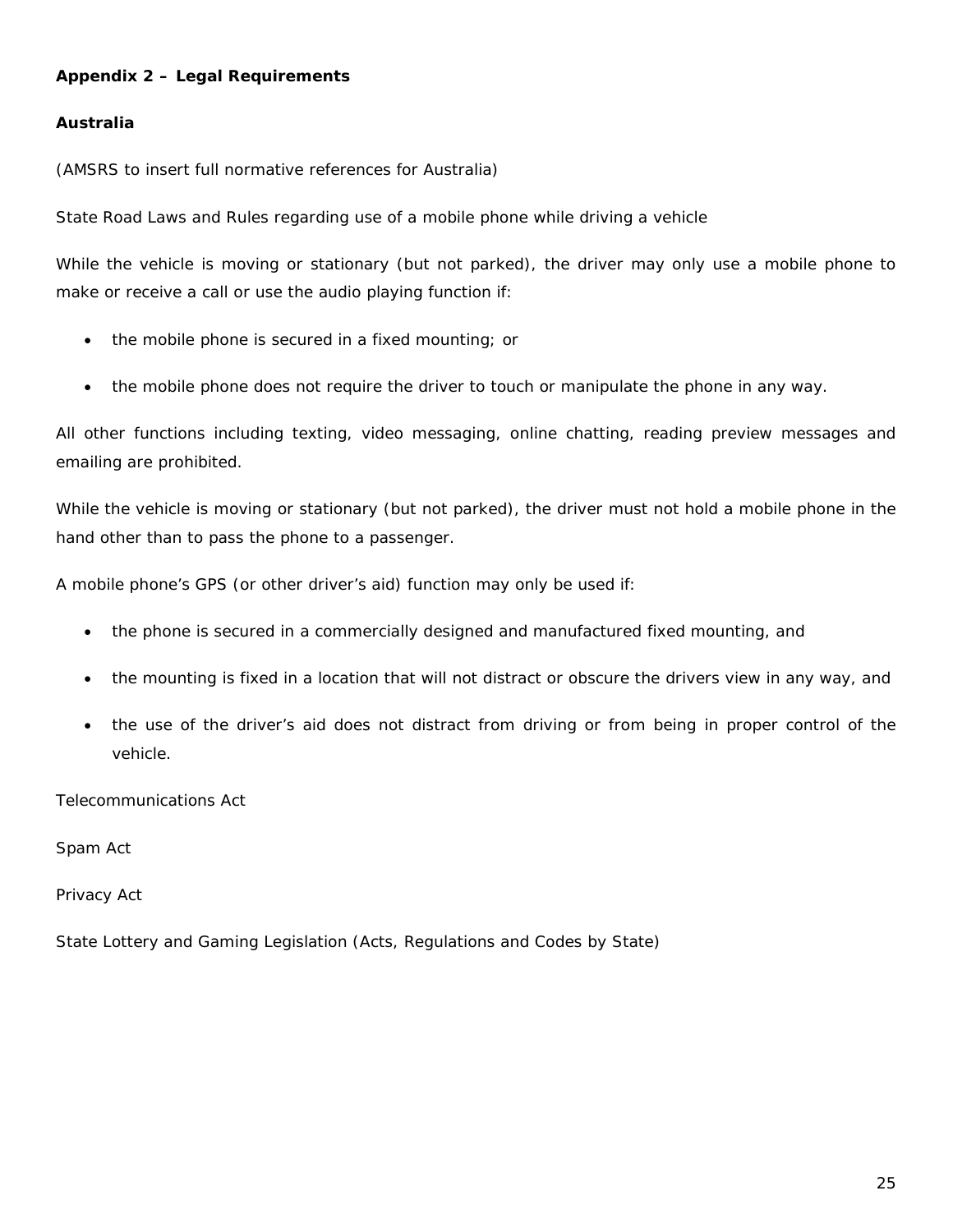**Appendix 2 – Legal Requirements**

**Australia**

(AMSRS to insert full normative references for Australia)

State Road Laws and Rules regarding use of a mobile phone while driving a vehicle

While the vehicle is moving or stationary (but not parked), the driver may only use a mobile phone to make or receive a call or use the audio playing function if:

- the mobile phone is secured in a fixed mounting; or
- the mobile phone does not require the driver to touch or manipulate the phone in any way.

All other functions including texting, video messaging, online chatting, reading preview messages and emailing are prohibited.

While the vehicle is moving or stationary (but not parked), the driver must not hold a mobile phone in the hand other than to pass the phone to a passenger.

A mobile phone's GPS (or other driver's aid) function may only be used if:

- the phone is secured in a commercially designed and manufactured fixed mounting, and
- the mounting is fixed in a location that will not distract or obscure the drivers view in any way, and
- the use of the driver's aid does not distract from driving or from being in proper control of the vehicle.

Telecommunications Act

Spam Act

Privacy Act

State Lottery and Gaming Legislation (Acts, Regulations and Codes by State)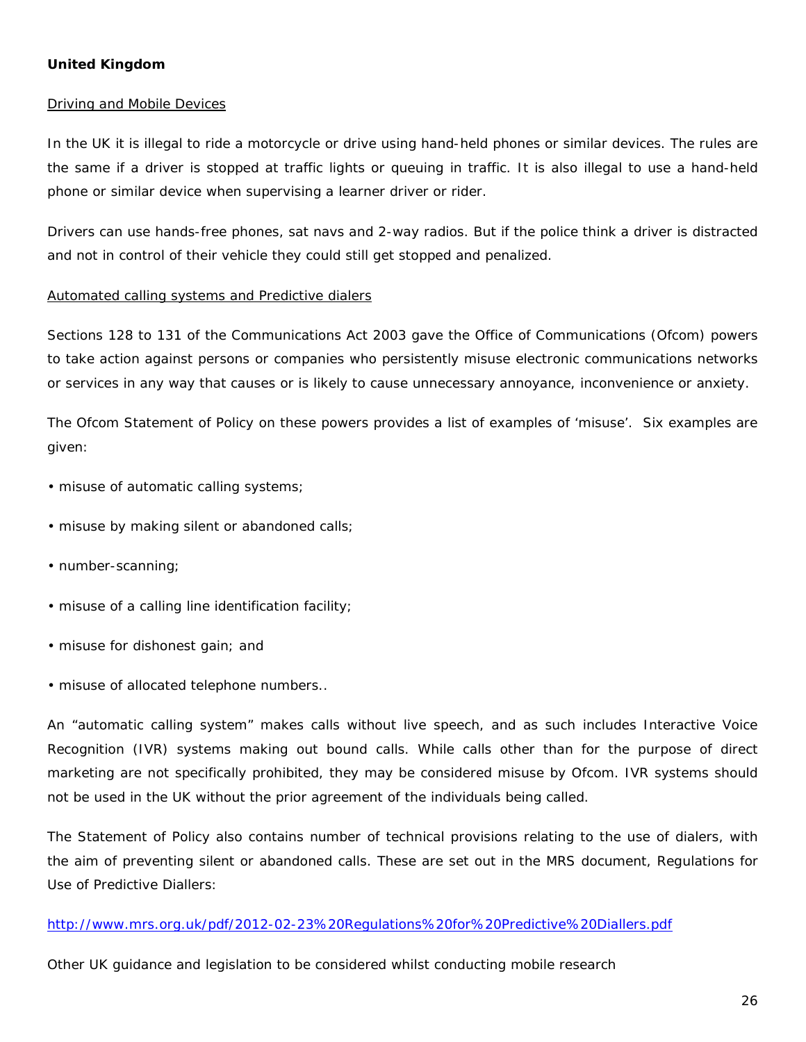**United Kingdom**

Driving and Mobile Devices

In the UK it is illegal to ride a motorcycle or drive using hand-held phones or similar devices. The rules are the same if a driver is stopped at traffic lights or queuing in traffic. It is also illegal to use a hand-held phone or similar device when supervising a learner driver or rider.

Drivers can use hands-free phones, sat navs and 2-way radios. But if the police think a driver is distracted and not in control of their vehicle they could still get stopped and penalized.

Automated calling systems and Predictive dialers

Sections 128 to 131 of the Communications Act 2003 gave the Office of Communications (Ofcom) powers to take action against persons or companies who persistently misuse electronic communications networks or services in any way that causes or is likely to cause unnecessary annoyance, inconvenience or anxiety.

The Ofcom Statement of Policy on these powers provides a list of examples of 'misuse'. Six examples are given:

- misuse of automatic calling systems;
- misuse by making silent or abandoned calls;
- number-scanning;
- misuse of a calling line identification facility;
- misuse for dishonest gain; and
- misuse of allocated telephone numbers..

An "automatic calling system" makes calls without live speech, and as such includes Interactive Voice Recognition (IVR) systems making out bound calls. While calls other than for the purpose of direct marketing are not specifically prohibited, they may be considered misuse by Ofcom. IVR systems should not be used in the UK without the prior agreement of the individuals being called.

The Statement of Policy also contains number of technical provisions relating to the use of dialers, with the aim of preventing silent or abandoned calls. These are set out in the MRS document, Regulations for Use of Predictive Diallers:

http://www.mrs.org.uk/pdf/2012-02-23%20Regulations%20for%20Predictive%20Diallers.pdf

Other UK guidance and legislation to be considered whilst conducting mobile research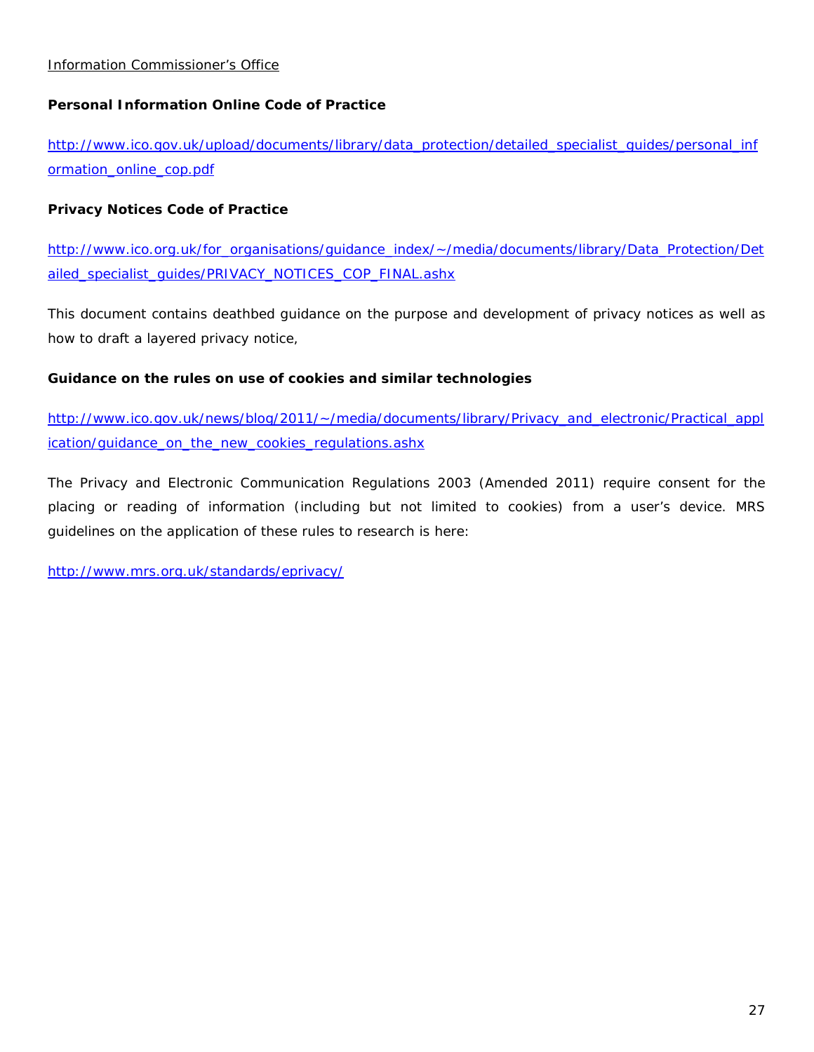Information Commissioner's Office

**Personal Information Online Code of Practice**

http://www.ico.gov.uk/upload/documents/library/data_protection/detailed_specialist_guides/personal_information_online_cop.pdf

**Privacy Notices Code of Practice**

http://www.ico.org.uk/for_organisations/guidance_index/~/media/documents/library/Data_Protection/Detailed_specialist_guides/PRIVACY_NOTICES_COP_FINAL.ashx

This document contains deathbed guidance on the purpose and development of privacy notices as well as how to draft a layered privacy notice,

**Guidance on the rules on use of cookies and similar technologies**

http://www.ico.gov.uk/news/blog/2011/~/media/documents/library/Privacy_and_electronic/Practical_application/guidance_on_the_new_cookies_regulations.ashx

The Privacy and Electronic Communication Regulations 2003 (Amended 2011) require consent for the placing or reading of information (including but not limited to cookies) from a user's device. MRS guidelines on the application of these rules to research is here:

http://www.mrs.org.uk/standards/eprivacy/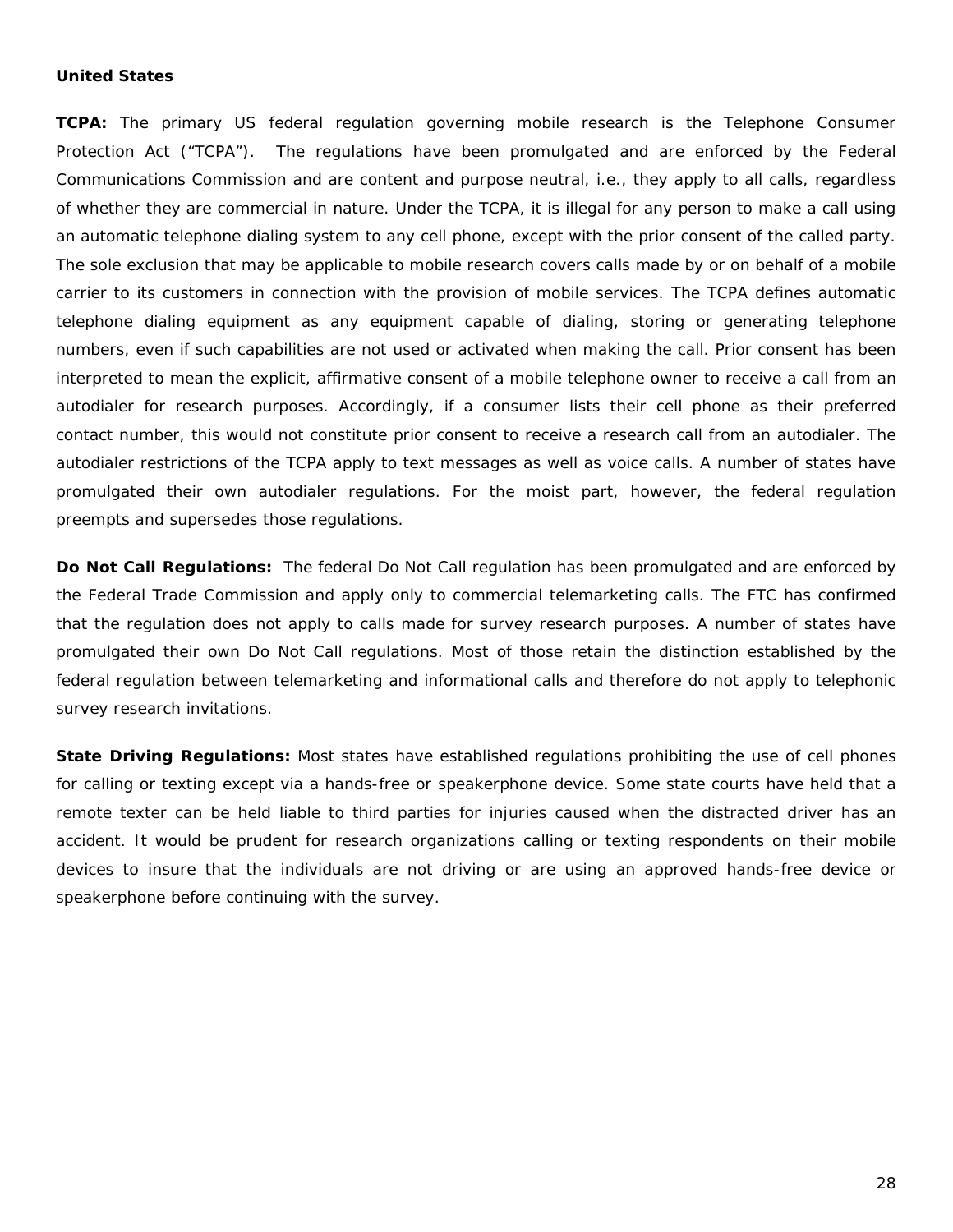**United States**

**TCPA:** The primary US federal regulation governing mobile research is the Telephone Consumer Protection Act ("TCPA"). The regulations have been promulgated and are enforced by the Federal Communications Commission and are content and purpose neutral, i.e., they apply to all calls, regardless of whether they are commercial in nature. Under the TCPA, it is illegal for any person to make a call using an automatic telephone dialing system to any cell phone, except with the prior consent of the called party. The sole exclusion that may be applicable to mobile research covers calls made by or on behalf of a mobile carrier to its customers in connection with the provision of mobile services. The TCPA defines automatic telephone dialing equipment as any equipment capable of dialing, storing or generating telephone numbers, even if such capabilities are not used or activated when making the call. Prior consent has been interpreted to mean the explicit, affirmative consent of a mobile telephone owner to receive a call from an autodialer for research purposes. Accordingly, if a consumer lists their cell phone as their preferred contact number, this would not constitute prior consent to receive a research call from an autodialer. The autodialer restrictions of the TCPA apply to text messages as well as voice calls. A number of states have promulgated their own autodialer regulations. For the moist part, however, the federal regulation preempts and supersedes those regulations.

**Do Not Call Regulations:** The federal Do Not Call regulation has been promulgated and are enforced by the Federal Trade Commission and apply only to commercial telemarketing calls. The FTC has confirmed that the regulation does not apply to calls made for survey research purposes. A number of states have promulgated their own Do Not Call regulations. Most of those retain the distinction established by the federal regulation between telemarketing and informational calls and therefore do not apply to telephonic survey research invitations.

**State Driving Regulations:** Most states have established regulations prohibiting the use of cell phones for calling or texting except via a hands-free or speakerphone device. Some state courts have held that a remote texter can be held liable to third parties for injuries caused when the distracted driver has an accident. It would be prudent for research organizations calling or texting respondents on their mobile devices to insure that the individuals are not driving or are using an approved hands-free device or speakerphone before continuing with the survey.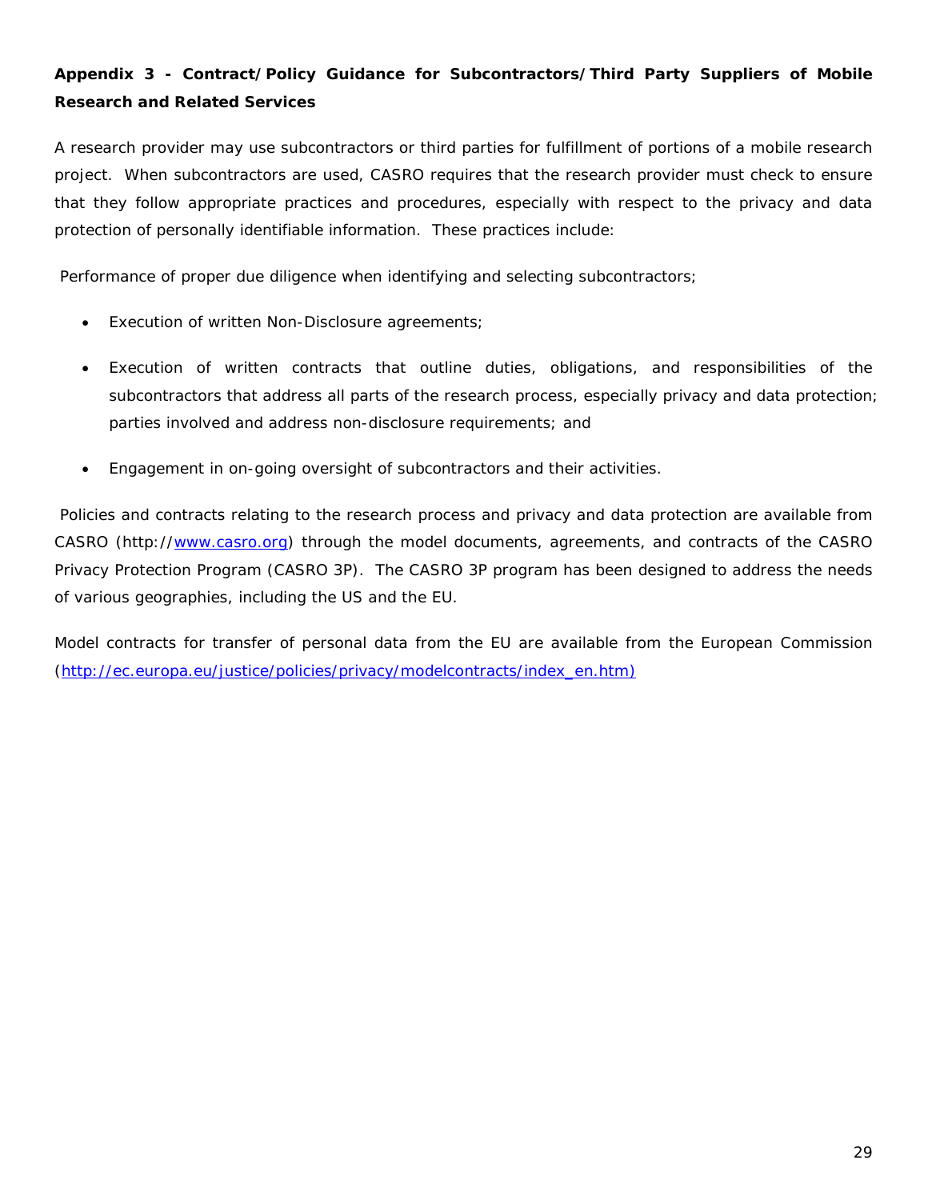**Appendix 3 - Contract/Policy Guidance for Subcontractors/Third Party Suppliers of Mobile Research and Related Services**

A research provider may use subcontractors or third parties for fulfillment of portions of a mobile research project. When subcontractors are used, CASRO requires that the research provider must check to ensure that they follow appropriate practices and procedures, especially with respect to the privacy and data protection of personally identifiable information. These practices include:

Performance of proper due diligence when identifying and selecting subcontractors;

- Execution of written Non-Disclosure agreements;
- Execution of written contracts that outline duties, obligations, and responsibilities of the subcontractors that address all parts of the research process, especially privacy and data protection; parties involved and address non-disclosure requirements; and
- Engagement in on-going oversight of subcontractors and their activities.

Policies and contracts relating to the research process and privacy and data protection are available from CASRO (http://www.casro.org) through the model documents, agreements, and contracts of the CASRO Privacy Protection Program (CASRO 3P). The CASRO 3P program has been designed to address the needs of various geographies, including the US and the EU.

Model contracts for transfer of personal data from the EU are available from the European Commission (http://ec.europa.eu/justice/policies/privacy/modelcontracts/index_en.htm)